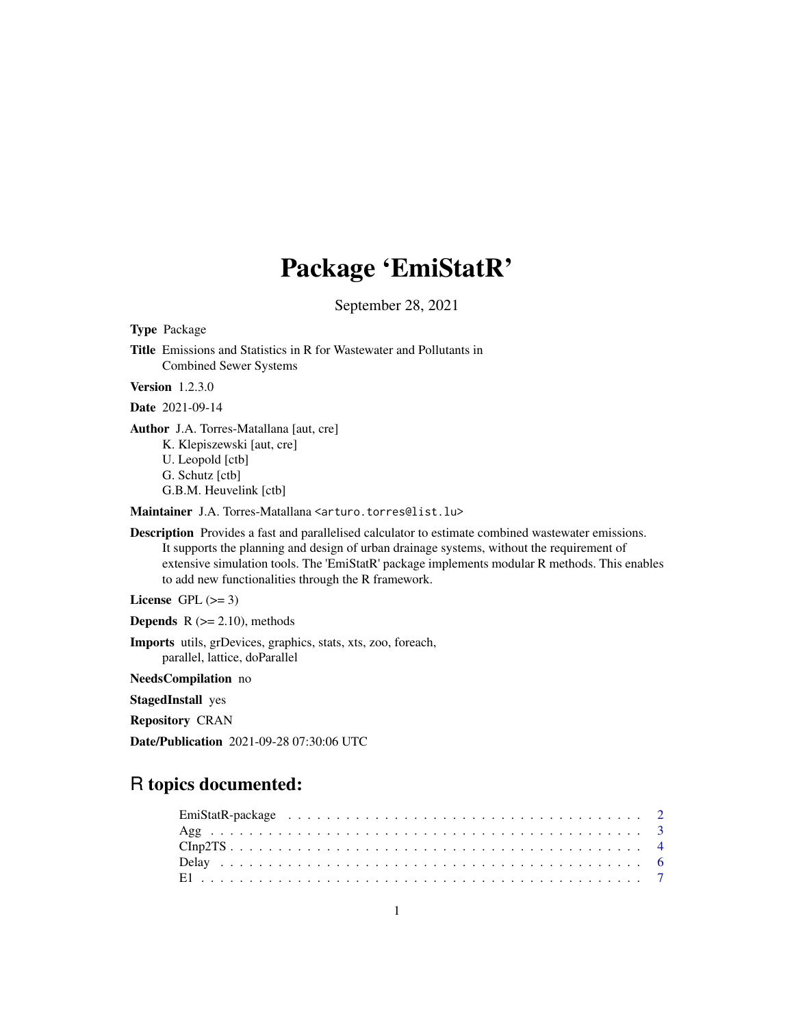# Package 'EmiStatR'

September 28, 2021

**Type** Package

**Title** Emissions and Statistics in R for Wastewater and Pollutants in Combined Sewer Systems

**Version** 1.2.3.0

**Date** 2021-09-14

**Author** J.A. Torres-Matallana [aut, cre]
K. Klepiszewski [aut, cre]
U. Leopold [ctb]
G. Schutz [ctb]
G.B.M. Heuvelink [ctb]

**Maintainer** J.A. Torres-Matallana <arturo.torres@list.lu>

**Description** Provides a fast and parallelised calculator to estimate combined wastewater emissions. It supports the planning and design of urban drainage systems, without the requirement of extensive simulation tools. The 'EmiStatR' package implements modular R methods. This enables to add new functionalities through the R framework.

**License** GPL (>= 3)

**Depends** R (>= 2.10), methods

**Imports** utils, grDevices, graphics, stats, xts, zoo, foreach, parallel, lattice, doParallel

**NeedsCompilation** no

**StagedInstall** yes

**Repository** CRAN

**Date/Publication** 2021-09-28 07:30:06 UTC

## R topics documented:

| | |
|---|---|
| EmiStatR-package | 2 |
| Agg | 3 |
| CInp2TS | 4 |
| Delay | 6 |
| E1 | 7 |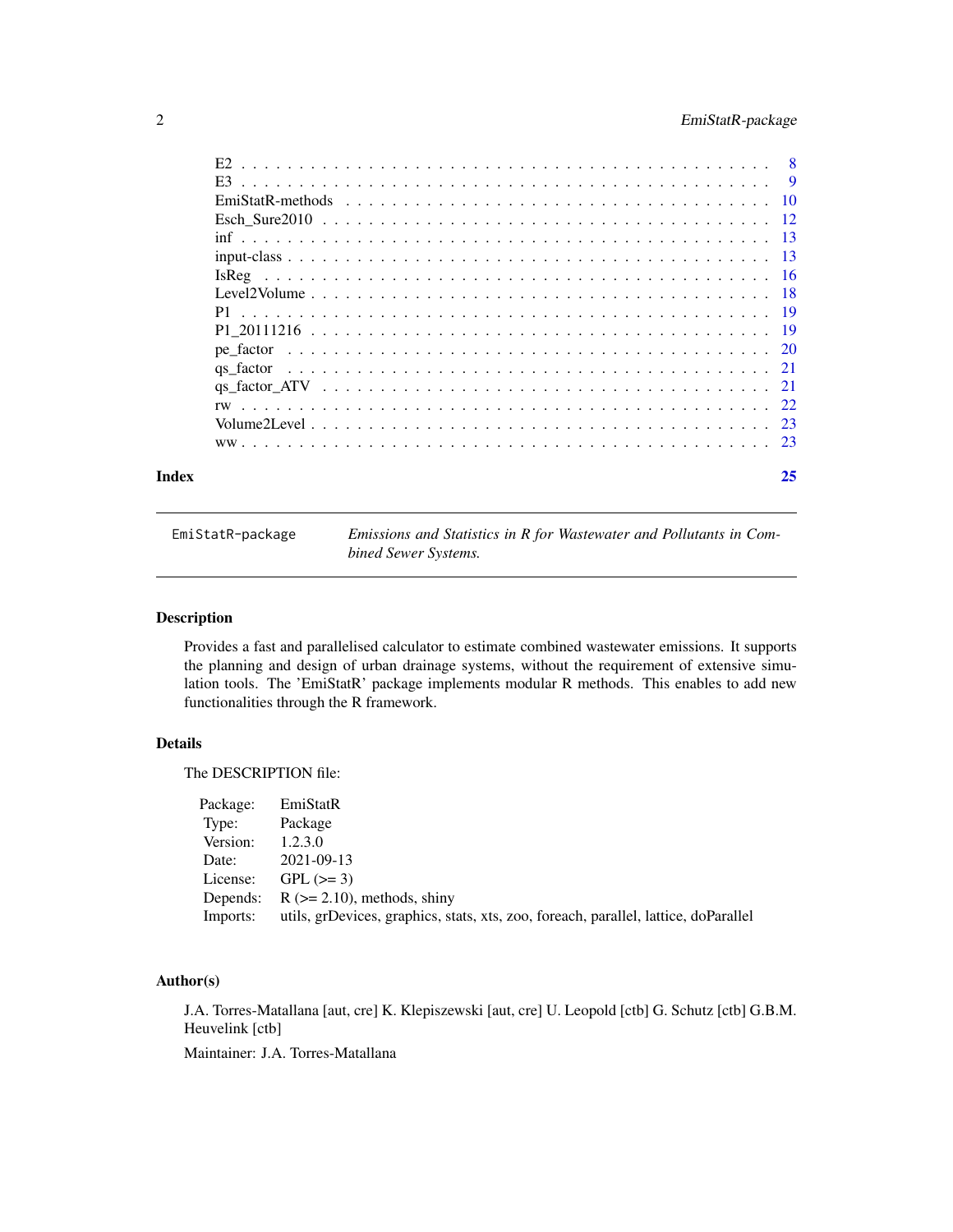E2 . . . . . . . . . . . . . . . . . . . . . . . . . . . . . . . . . . . . . . . . . . 8
E3 . . . . . . . . . . . . . . . . . . . . . . . . . . . . . . . . . . . . . . . . . . 9
EmiStatR-methods . . . . . . . . . . . . . . . . . . . . . . . . . . . . . . . . . 10
Esch_Sure2010 . . . . . . . . . . . . . . . . . . . . . . . . . . . . . . . . . . . 12
inf . . . . . . . . . . . . . . . . . . . . . . . . . . . . . . . . . . . . . . . . . . 13
input-class . . . . . . . . . . . . . . . . . . . . . . . . . . . . . . . . . . . . . 13
IsReg . . . . . . . . . . . . . . . . . . . . . . . . . . . . . . . . . . . . . . . . 16
Level2Volume . . . . . . . . . . . . . . . . . . . . . . . . . . . . . . . . . . . . 18
P1 . . . . . . . . . . . . . . . . . . . . . . . . . . . . . . . . . . . . . . . . . . 19
P1_20111216 . . . . . . . . . . . . . . . . . . . . . . . . . . . . . . . . . . . . 19
pe_factor . . . . . . . . . . . . . . . . . . . . . . . . . . . . . . . . . . . . . . 20
qs_factor . . . . . . . . . . . . . . . . . . . . . . . . . . . . . . . . . . . . . . 21
qs_factor_ATV . . . . . . . . . . . . . . . . . . . . . . . . . . . . . . . . . . . 21
rw . . . . . . . . . . . . . . . . . . . . . . . . . . . . . . . . . . . . . . . . . . 22
Volume2Level . . . . . . . . . . . . . . . . . . . . . . . . . . . . . . . . . . . . 23
ww . . . . . . . . . . . . . . . . . . . . . . . . . . . . . . . . . . . . . . . . . . 23

**Index** 25

---

`EmiStatR-package` *Emissions and Statistics in R for Wastewater and Pollutants in Combined Sewer Systems.*

---

### Description

Provides a fast and parallelised calculator to estimate combined wastewater emissions. It supports the planning and design of urban drainage systems, without the requirement of extensive simulation tools. The 'EmiStatR' package implements modular R methods. This enables to add new functionalities through the R framework.

### Details

The DESCRIPTION file:

| | |
|---|---|
| Package: | EmiStatR |
| Type: | Package |
| Version: | 1.2.3.0 |
| Date: | 2021-09-13 |
| License: | GPL (>= 3) |
| Depends: | R (>= 2.10), methods, shiny |
| Imports: | utils, grDevices, graphics, stats, xts, zoo, foreach, parallel, lattice, doParallel |

### Author(s)

J.A. Torres-Matallana [aut, cre] K. Klepiszewski [aut, cre] U. Leopold [ctb] G. Schutz [ctb] G.B.M. Heuvelink [ctb]

Maintainer: J.A. Torres-Matallana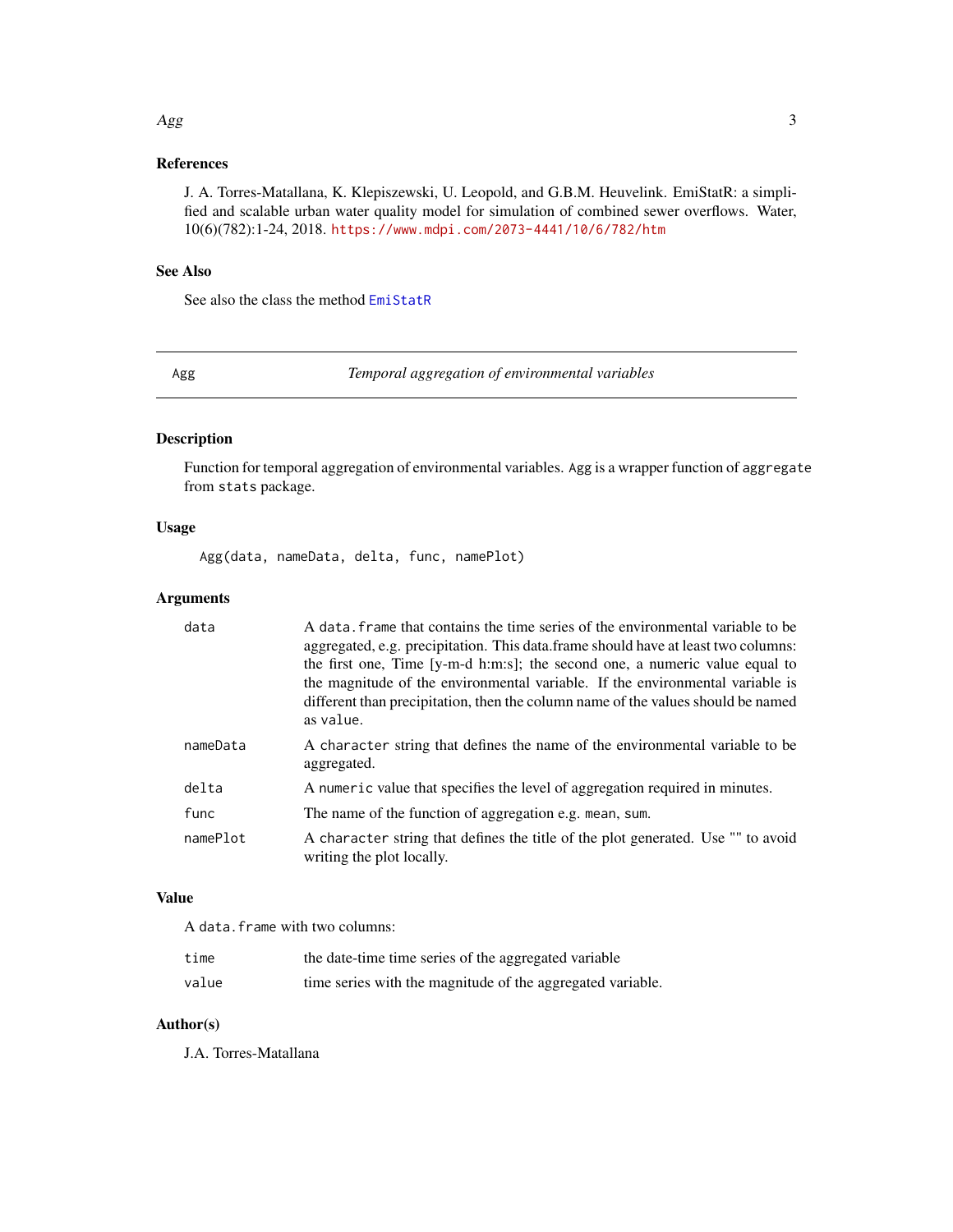## References

J. A. Torres-Matallana, K. Klepiszewski, U. Leopold, and G.B.M. Heuvelink. EmiStatR: a simplified and scalable urban water quality model for simulation of combined sewer overflows. Water, 10(6)(782):1-24, 2018. https://www.mdpi.com/2073-4441/10/6/782/htm

## See Also

See also the class the method EmiStatR

---

# Agg — *Temporal aggregation of environmental variables*

---

## Description

Function for temporal aggregation of environmental variables. `Agg` is a wrapper function of `aggregate` from `stats` package.

## Usage

```
Agg(data, nameData, delta, func, namePlot)
```

## Arguments

| | |
|---|---|
| `data` | A `data.frame` that contains the time series of the environmental variable to be aggregated, e.g. precipitation. This data.frame should have at least two columns: the first one, Time [y-m-d h:m:s]; the second one, a numeric value equal to the magnitude of the environmental variable. If the environmental variable is different than precipitation, then the column name of the values should be named as `value`. |
| `nameData` | A `character` string that defines the name of the environmental variable to be aggregated. |
| `delta` | A `numeric` value that specifies the level of aggregation required in minutes. |
| `func` | The name of the function of aggregation e.g. `mean`, `sum`. |
| `namePlot` | A `character` string that defines the title of the plot generated. Use "" to avoid writing the plot locally. |

## Value

A `data.frame` with two columns:

| | |
|---|---|
| `time` | the date-time time series of the aggregated variable |
| `value` | time series with the magnitude of the aggregated variable. |

## Author(s)

J.A. Torres-Matallana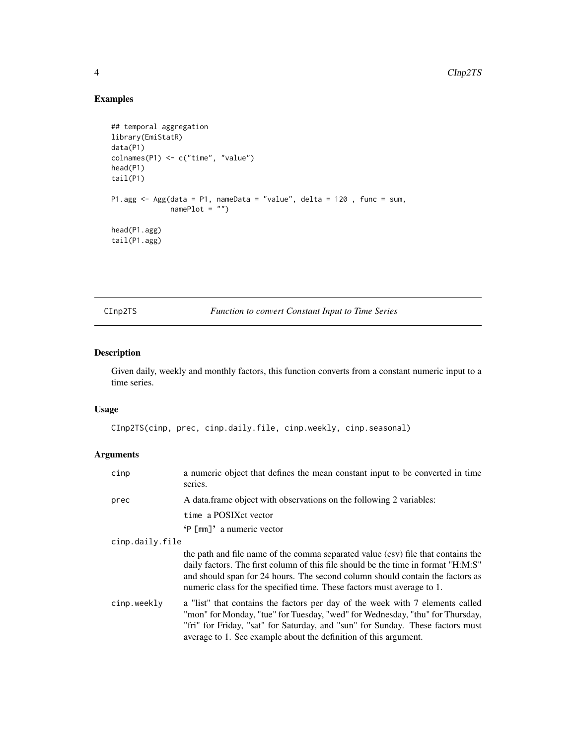## Examples

```
## temporal aggregation
library(EmiStatR)
data(P1)
colnames(P1) <- c("time", "value")
head(P1)
tail(P1)

P1.agg <- Agg(data = P1, nameData = "value", delta = 120 , func = sum,
              namePlot = "")

head(P1.agg)
tail(P1.agg)
```

---

# CInp2TS — *Function to convert Constant Input to Time Series*

---

## Description

Given daily, weekly and monthly factors, this function converts from a constant numeric input to a time series.

## Usage

```
CInp2TS(cinp, prec, cinp.daily.file, cinp.weekly, cinp.seasonal)
```

## Arguments

| Argument | Description |
|---|---|
| `cinp` | a numeric object that defines the mean constant input to be converted in time series. |
| `prec` | A data.frame object with observations on the following 2 variables:<br>`time` a POSIXct vector<br>'`P [mm]`' a numeric vector |
| `cinp.daily.file` | the path and file name of the comma separated value (csv) file that contains the daily factors. The first column of this file should be the time in format "H:M:S" and should span for 24 hours. The second column should contain the factors as numeric class for the specified time. These factors must average to 1. |
| `cinp.weekly` | a "list" that contains the factors per day of the week with 7 elements called "mon" for Monday, "tue" for Tuesday, "wed" for Wednesday, "thu" for Thursday, "fri" for Friday, "sat" for Saturday, and "sun" for Sunday. These factors must average to 1. See example about the definition of this argument. |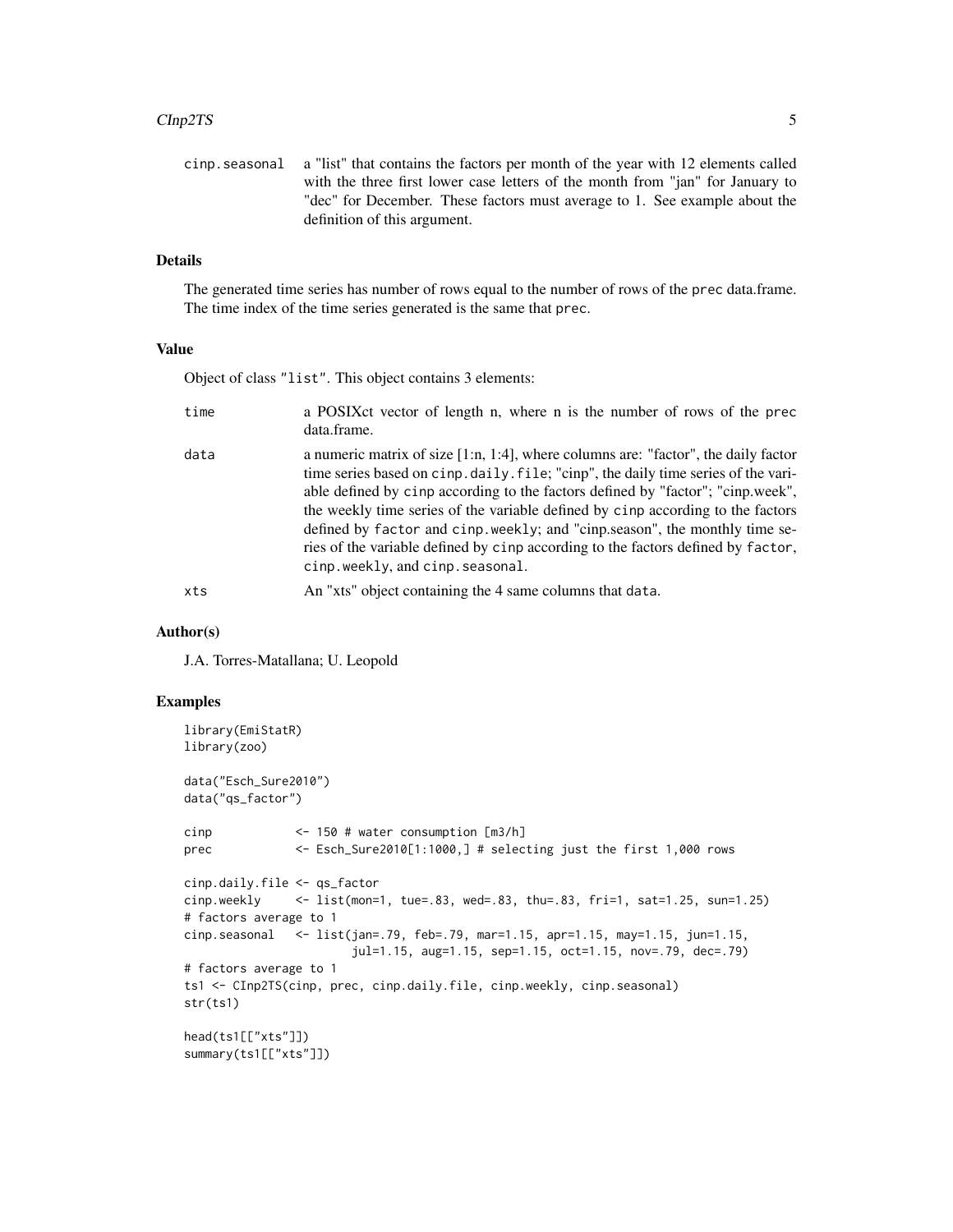cinp.seasonal — a "list" that contains the factors per month of the year with 12 elements called with the three first lower case letters of the month from "jan" for January to "dec" for December. These factors must average to 1. See example about the definition of this argument.

### Details

The generated time series has number of rows equal to the number of rows of the `prec` data.frame. The time index of the time series generated is the same that `prec`.

### Value

Object of class `"list"`. This object contains 3 elements:

- `time` — a POSIXct vector of length n, where n is the number of rows of the `prec` data.frame.
- `data` — a numeric matrix of size [1:n, 1:4], where columns are: "factor", the daily factor time series based on `cinp.daily.file`; "cinp", the daily time series of the variable defined by `cinp` according to the factors defined by "factor"; "cinp.week", the weekly time series of the variable defined by `cinp` according to the factors defined by `factor` and `cinp.weekly`; and "cinp.season", the monthly time series of the variable defined by `cinp` according to the factors defined by `factor`, `cinp.weekly`, and `cinp.seasonal`.
- `xts` — An "xts" object containing the 4 same columns that `data`.

### Author(s)

J.A. Torres-Matallana; U. Leopold

### Examples

```
library(EmiStatR)
library(zoo)

data("Esch_Sure2010")
data("qs_factor")

cinp            <- 150 # water consumption [m3/h]
prec            <- Esch_Sure2010[1:1000,] # selecting just the first 1,000 rows

cinp.daily.file <- qs_factor
cinp.weekly     <- list(mon=1, tue=.83, wed=.83, thu=.83, fri=1, sat=1.25, sun=1.25)
# factors average to 1
cinp.seasonal   <- list(jan=.79, feb=.79, mar=1.15, apr=1.15, may=1.15, jun=1.15,
                        jul=1.15, aug=1.15, sep=1.15, oct=1.15, nov=.79, dec=.79)
# factors average to 1
ts1 <- CInp2TS(cinp, prec, cinp.daily.file, cinp.weekly, cinp.seasonal)
str(ts1)

head(ts1[["xts"]])
summary(ts1[["xts"]])
```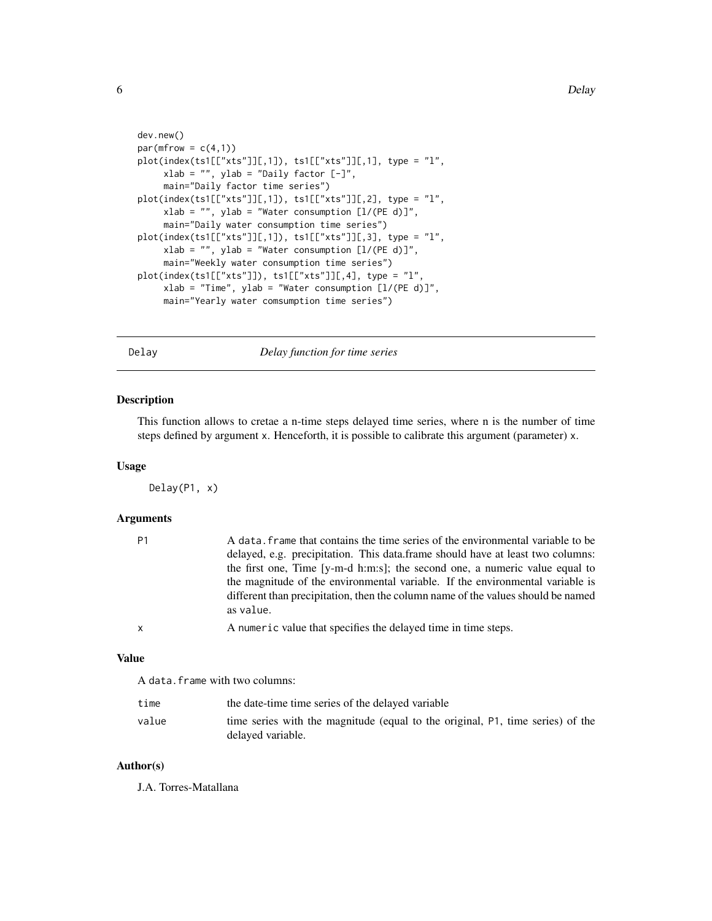```
dev.new()
par(mfrow = c(4,1))
plot(index(ts1[["xts"]][,1]), ts1[["xts"]][,1], type = "l",
     xlab = "", ylab = "Daily factor [-]",
     main="Daily factor time series")
plot(index(ts1[["xts"]][,1]), ts1[["xts"]][,2], type = "l",
     xlab = "", ylab = "Water consumption [l/(PE d)]",
     main="Daily water consumption time series")
plot(index(ts1[["xts"]][,1]), ts1[["xts"]][,3], type = "l",
     xlab = "", ylab = "Water consumption [l/(PE d)]",
     main="Weekly water consumption time series")
plot(index(ts1[["xts"]]), ts1[["xts"]][,4], type = "l",
     xlab = "Time", ylab = "Water consumption [l/(PE d)]",
     main="Yearly water comsumption time series")
```

## Delay — *Delay function for time series*

### Description

This function allows to cretae a n-time steps delayed time series, where n is the number of time steps defined by argument `x`. Henceforth, it is possible to calibrate this argument (parameter) `x`.

### Usage

```
Delay(P1, x)
```

### Arguments

| | |
|---|---|
| `P1` | A `data.frame` that contains the time series of the environmental variable to be delayed, e.g. precipitation. This data.frame should have at least two columns: the first one, Time [y-m-d h:m:s]; the second one, a numeric value equal to the magnitude of the environmental variable. If the environmental variable is different than precipitation, then the column name of the values should be named as `value`. |
| `x` | A `numeric` value that specifies the delayed time in time steps. |

### Value

A `data.frame` with two columns:

| | |
|---|---|
| `time` | the date-time time series of the delayed variable |
| `value` | time series with the magnitude (equal to the original, `P1`, time series) of the delayed variable. |

### Author(s)

J.A. Torres-Matallana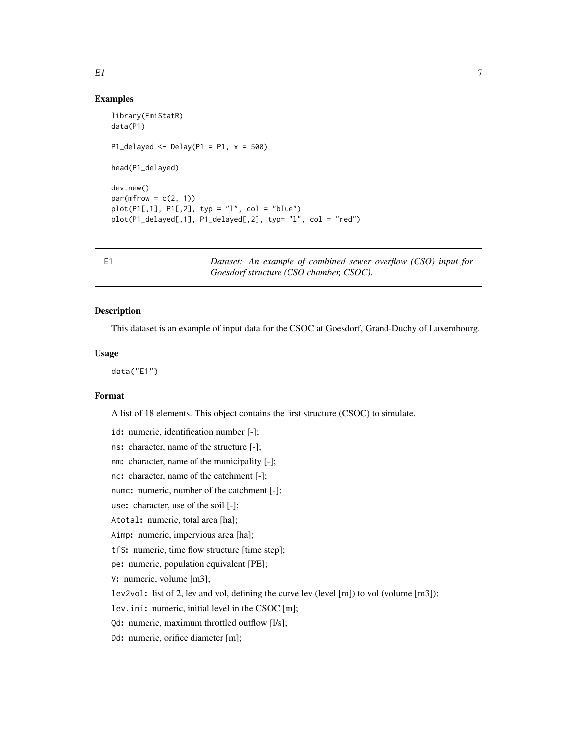## Examples

```
library(EmiStatR)
data(P1)

P1_delayed <- Delay(P1 = P1, x = 500)

head(P1_delayed)

dev.new()
par(mfrow = c(2, 1))
plot(P1[,1], P1[,2], typ = "l", col = "blue")
plot(P1_delayed[,1], P1_delayed[,2], typ= "l", col = "red")
```

---

# E1 — *Dataset: An example of combined sewer overflow (CSO) input for Goesdorf structure (CSO chamber, CSOC).*

## Description

This dataset is an example of input data for the CSOC at Goesdorf, Grand-Duchy of Luxembourg.

## Usage

```
data("E1")
```

## Format

A list of 18 elements. This object contains the first structure (CSOC) to simulate.

- id: numeric, identification number [-];
- ns: character, name of the structure [-];
- nm: character, name of the municipality [-];
- nc: character, name of the catchment [-];
- numc: numeric, number of the catchment [-];
- use: character, use of the soil [-];
- Atotal: numeric, total area [ha];
- Aimp: numeric, impervious area [ha];
- tfS: numeric, time flow structure [time step];
- pe: numeric, population equivalent [PE];
- V: numeric, volume [m3];
- lev2vol: list of 2, lev and vol, defining the curve lev (level [m]) to vol (volume [m3]);
- lev.ini: numeric, initial level in the CSOC [m];
- Qd: numeric, maximum throttled outflow [l/s];
- Dd: numeric, orifice diameter [m];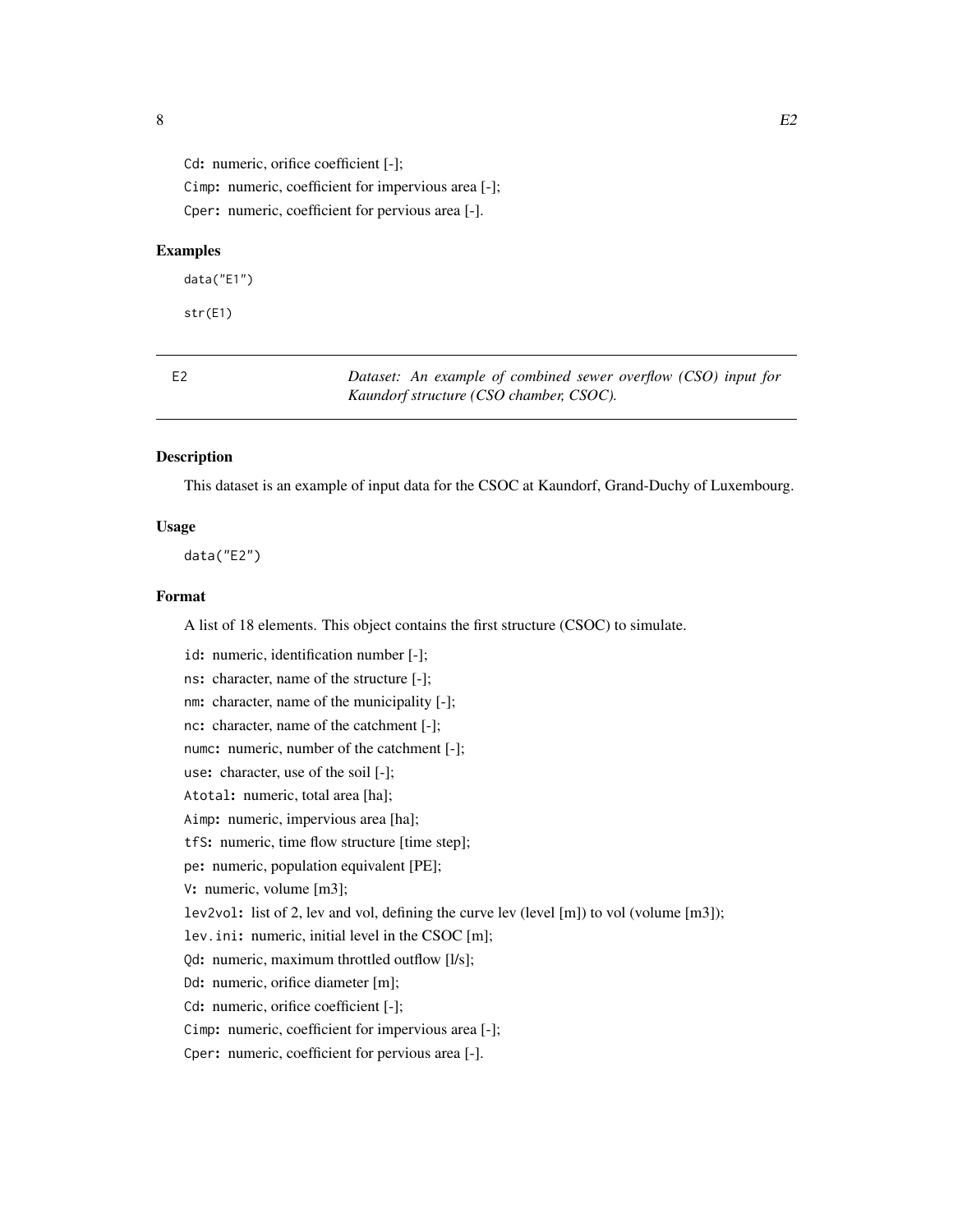Cd: numeric, orifice coefficient [-];

Cimp: numeric, coefficient for impervious area [-];

Cper: numeric, coefficient for pervious area [-].

### Examples

```
data("E1")

str(E1)
```

---

## E2 — *Dataset: An example of combined sewer overflow (CSO) input for Kaundorf structure (CSO chamber, CSOC).*

---

### Description

This dataset is an example of input data for the CSOC at Kaundorf, Grand-Duchy of Luxembourg.

### Usage

```
data("E2")
```

### Format

A list of 18 elements. This object contains the first structure (CSOC) to simulate.

id: numeric, identification number [-];

ns: character, name of the structure [-];

nm: character, name of the municipality [-];

nc: character, name of the catchment [-];

numc: numeric, number of the catchment [-];

use: character, use of the soil [-];

Atotal: numeric, total area [ha];

Aimp: numeric, impervious area [ha];

tfS: numeric, time flow structure [time step];

pe: numeric, population equivalent [PE];

V: numeric, volume [m3];

lev2vol: list of 2, lev and vol, defining the curve lev (level [m]) to vol (volume [m3]);

lev.ini: numeric, initial level in the CSOC [m];

Qd: numeric, maximum throttled outflow [l/s];

Dd: numeric, orifice diameter [m];

Cd: numeric, orifice coefficient [-];

Cimp: numeric, coefficient for impervious area [-];

Cper: numeric, coefficient for pervious area [-].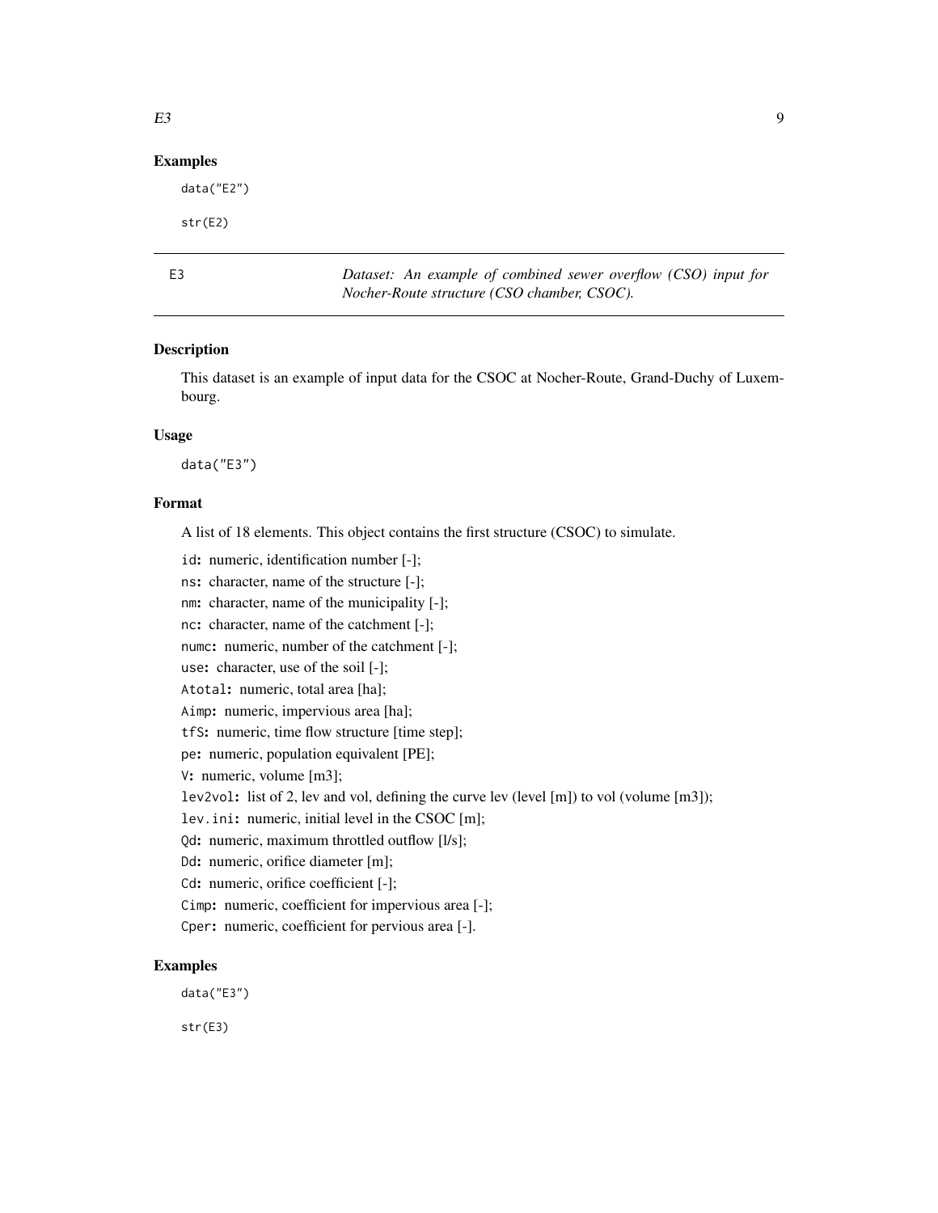### Examples

```
data("E2")

str(E2)
```

## E3 — *Dataset: An example of combined sewer overflow (CSO) input for Nocher-Route structure (CSO chamber, CSOC).*

### Description

This dataset is an example of input data for the CSOC at Nocher-Route, Grand-Duchy of Luxembourg.

### Usage

```
data("E3")
```

### Format

A list of 18 elements. This object contains the first structure (CSOC) to simulate.

- `id`: numeric, identification number [-];
- `ns`: character, name of the structure [-];
- `nm`: character, name of the municipality [-];
- `nc`: character, name of the catchment [-];
- `numc`: numeric, number of the catchment [-];
- `use`: character, use of the soil [-];
- `Atotal`: numeric, total area [ha];
- `Aimp`: numeric, impervious area [ha];
- `tfS`: numeric, time flow structure [time step];
- `pe`: numeric, population equivalent [PE];
- `V`: numeric, volume [m3];
- `lev2vol`: list of 2, lev and vol, defining the curve lev (level [m]) to vol (volume [m3]);
- `lev.ini`: numeric, initial level in the CSOC [m];
- `Qd`: numeric, maximum throttled outflow [l/s];
- `Dd`: numeric, orifice diameter [m];
- `Cd`: numeric, orifice coefficient [-];
- `Cimp`: numeric, coefficient for impervious area [-];
- `Cper`: numeric, coefficient for pervious area [-].

### Examples

```
data("E3")

str(E3)
```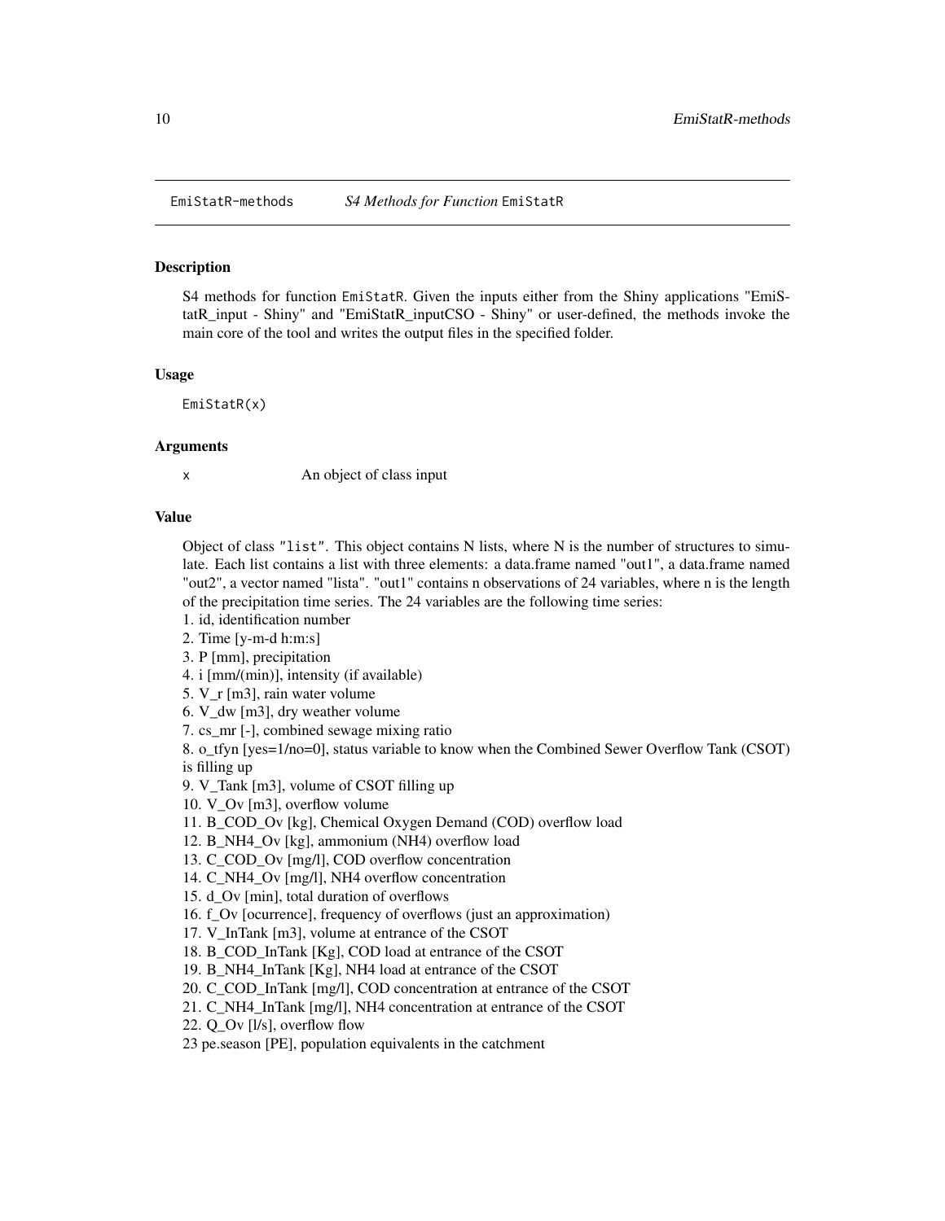EmiStatR-methods    *S4 Methods for Function* `EmiStatR`

### Description

S4 methods for function EmiStatR. Given the inputs either from the Shiny applications "EmiStatR_input - Shiny" and "EmiStatR_inputCSO - Shiny" or user-defined, the methods invoke the main core of the tool and writes the output files in the specified folder.

### Usage

```
EmiStatR(x)
```

### Arguments

| | |
|---|---|
| x | An object of class input |

### Value

Object of class "list". This object contains N lists, where N is the number of structures to simulate. Each list contains a list with three elements: a data.frame named "out1", a data.frame named "out2", a vector named "lista". "out1" contains n observations of 24 variables, where n is the length of the precipitation time series. The 24 variables are the following time series:

1. id, identification number
2. Time [y-m-d h:m:s]
3. P [mm], precipitation
4. i [mm/(min)], intensity (if available)
5. V_r [m3], rain water volume
6. V_dw [m3], dry weather volume
7. cs_mr [-], combined sewage mixing ratio
8. o_tfyn [yes=1/no=0], status variable to know when the Combined Sewer Overflow Tank (CSOT) is filling up
9. V_Tank [m3], volume of CSOT filling up
10. V_Ov [m3], overflow volume
11. B_COD_Ov [kg], Chemical Oxygen Demand (COD) overflow load
12. B_NH4_Ov [kg], ammonium (NH4) overflow load
13. C_COD_Ov [mg/l], COD overflow concentration
14. C_NH4_Ov [mg/l], NH4 overflow concentration
15. d_Ov [min], total duration of overflows
16. f_Ov [ocurrence], frequency of overflows (just an approximation)
17. V_InTank [m3], volume at entrance of the CSOT
18. B_COD_InTank [Kg], COD load at entrance of the CSOT
19. B_NH4_InTank [Kg], NH4 load at entrance of the CSOT
20. C_COD_InTank [mg/l], COD concentration at entrance of the CSOT
21. C_NH4_InTank [mg/l], NH4 concentration at entrance of the CSOT
22. Q_Ov [l/s], overflow flow

23 pe.season [PE], population equivalents in the catchment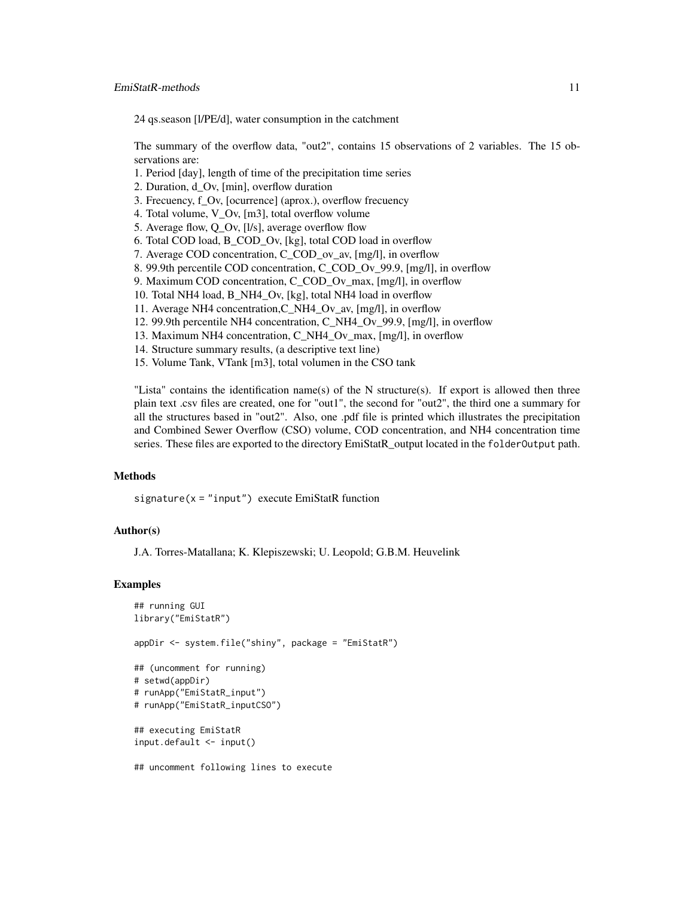24 qs.season [l/PE/d], water consumption in the catchment

The summary of the overflow data, "out2", contains 15 observations of 2 variables. The 15 observations are:

1. Period [day], length of time of the precipitation time series
2. Duration, d_Ov, [min], overflow duration
3. Frecuency, f_Ov, [ocurrence] (aprox.), overflow frecuency
4. Total volume, V_Ov, [m3], total overflow volume
5. Average flow, Q_Ov, [l/s], average overflow flow
6. Total COD load, B_COD_Ov, [kg], total COD load in overflow
7. Average COD concentration, C_COD_ov_av, [mg/l], in overflow
8. 99.9th percentile COD concentration, C_COD_Ov_99.9, [mg/l], in overflow
9. Maximum COD concentration, C_COD_Ov_max, [mg/l], in overflow
10. Total NH4 load, B_NH4_Ov, [kg], total NH4 load in overflow
11. Average NH4 concentration,C_NH4_Ov_av, [mg/l], in overflow
12. 99.9th percentile NH4 concentration, C_NH4_Ov_99.9, [mg/l], in overflow
13. Maximum NH4 concentration, C_NH4_Ov_max, [mg/l], in overflow
14. Structure summary results, (a descriptive text line)
15. Volume Tank, VTank [m3], total volumen in the CSO tank

"Lista" contains the identification name(s) of the N structure(s). If export is allowed then three plain text .csv files are created, one for "out1", the second for "out2", the third one a summary for all the structures based in "out2". Also, one .pdf file is printed which illustrates the precipitation and Combined Sewer Overflow (CSO) volume, COD concentration, and NH4 concentration time series. These files are exported to the directory EmiStatR_output located in the `folderOutput` path.

### Methods

`signature(x = "input")` execute EmiStatR function

### Author(s)

J.A. Torres-Matallana; K. Klepiszewski; U. Leopold; G.B.M. Heuvelink

### Examples

```
## running GUI
library("EmiStatR")

appDir <- system.file("shiny", package = "EmiStatR")

## (uncomment for running)
# setwd(appDir)
# runApp("EmiStatR_input")
# runApp("EmiStatR_inputCSO")

## executing EmiStatR
input.default <- input()

## uncomment following lines to execute
```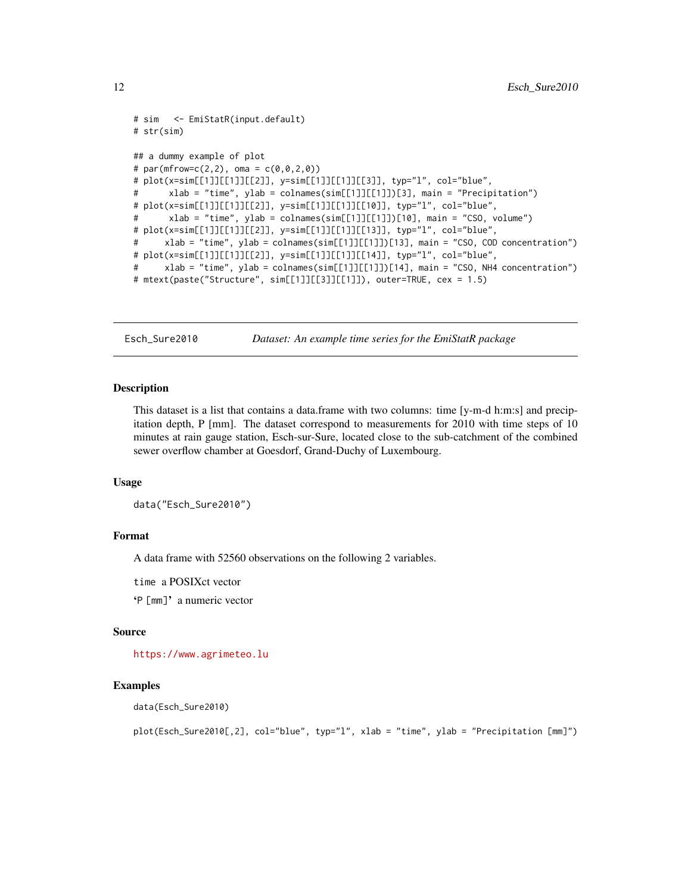```
# sim   <- EmiStatR(input.default)
# str(sim)

## a dummy example of plot
# par(mfrow=c(2,2), oma = c(0,0,2,0))
# plot(x=sim[[1]][[1]][[2]], y=sim[[1]][[1]][[3]], typ="l", col="blue",
#      xlab = "time", ylab = colnames(sim[[1]][[1]])[3], main = "Precipitation")
# plot(x=sim[[1]][[1]][[2]], y=sim[[1]][[1]][[10]], typ="l", col="blue",
#      xlab = "time", ylab = colnames(sim[[1]][[1]])[10], main = "CSO, volume")
# plot(x=sim[[1]][[1]][[2]], y=sim[[1]][[1]][[13]], typ="l", col="blue",
#     xlab = "time", ylab = colnames(sim[[1]][[1]])[13], main = "CSO, COD concentration")
# plot(x=sim[[1]][[1]][[2]], y=sim[[1]][[1]][[14]], typ="l", col="blue",
#     xlab = "time", ylab = colnames(sim[[1]][[1]])[14], main = "CSO, NH4 concentration")
# mtext(paste("Structure", sim[[1]][[3]][[1]]), outer=TRUE, cex = 1.5)
```

---

## Esch_Sure2010 — *Dataset: An example time series for the EmiStatR package*

### Description

This dataset is a list that contains a data.frame with two columns: time [y-m-d h:m:s] and precipitation depth, P [mm]. The dataset correspond to measurements for 2010 with time steps of 10 minutes at rain gauge station, Esch-sur-Sure, located close to the sub-catchment of the combined sewer overflow chamber at Goesdorf, Grand-Duchy of Luxembourg.

### Usage

```
data("Esch_Sure2010")
```

### Format

A data frame with 52560 observations on the following 2 variables.

`time` a POSIXct vector

`'P [mm]'` a numeric vector

### Source

https://www.agrimeteo.lu

### Examples

```
data(Esch_Sure2010)

plot(Esch_Sure2010[,2], col="blue", typ="l", xlab = "time", ylab = "Precipitation [mm]")
```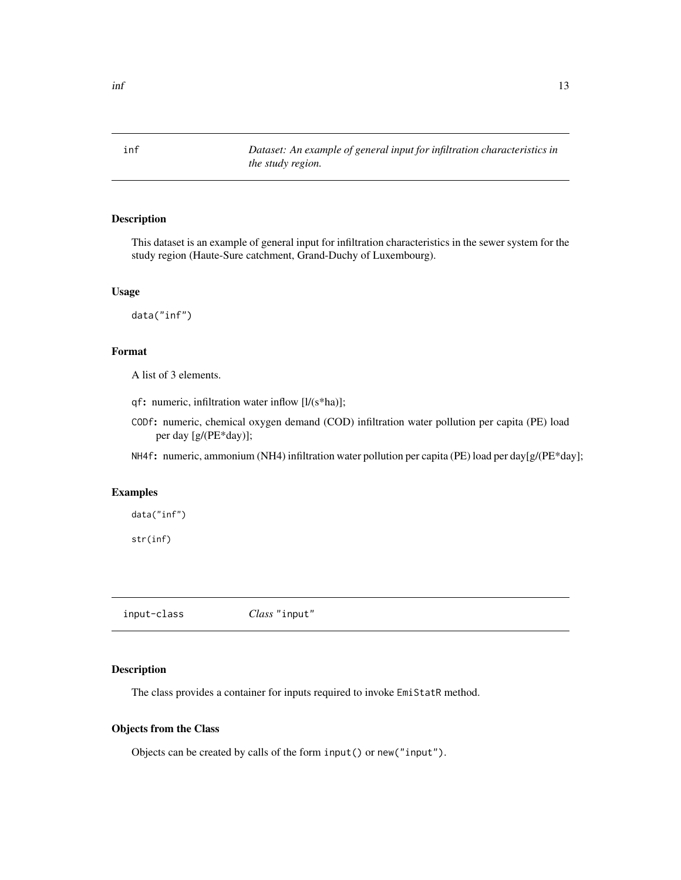## inf — *Dataset: An example of general input for infiltration characteristics in the study region.*

### Description

This dataset is an example of general input for infiltration characteristics in the sewer system for the study region (Haute-Sure catchment, Grand-Duchy of Luxembourg).

### Usage

```
data("inf")
```

### Format

A list of 3 elements.

- **qf:** numeric, infiltration water inflow [l/(s*ha)];
- **CODf:** numeric, chemical oxygen demand (COD) infiltration water pollution per capita (PE) load per day [g/(PE*day)];
- **NH4f:** numeric, ammonium (NH4) infiltration water pollution per capita (PE) load per day[g/(PE*day];

### Examples

```
data("inf")

str(inf)
```

## input-class — *Class* "input"

### Description

The class provides a container for inputs required to invoke `EmiStatR` method.

### Objects from the Class

Objects can be created by calls of the form `input()` or `new("input")`.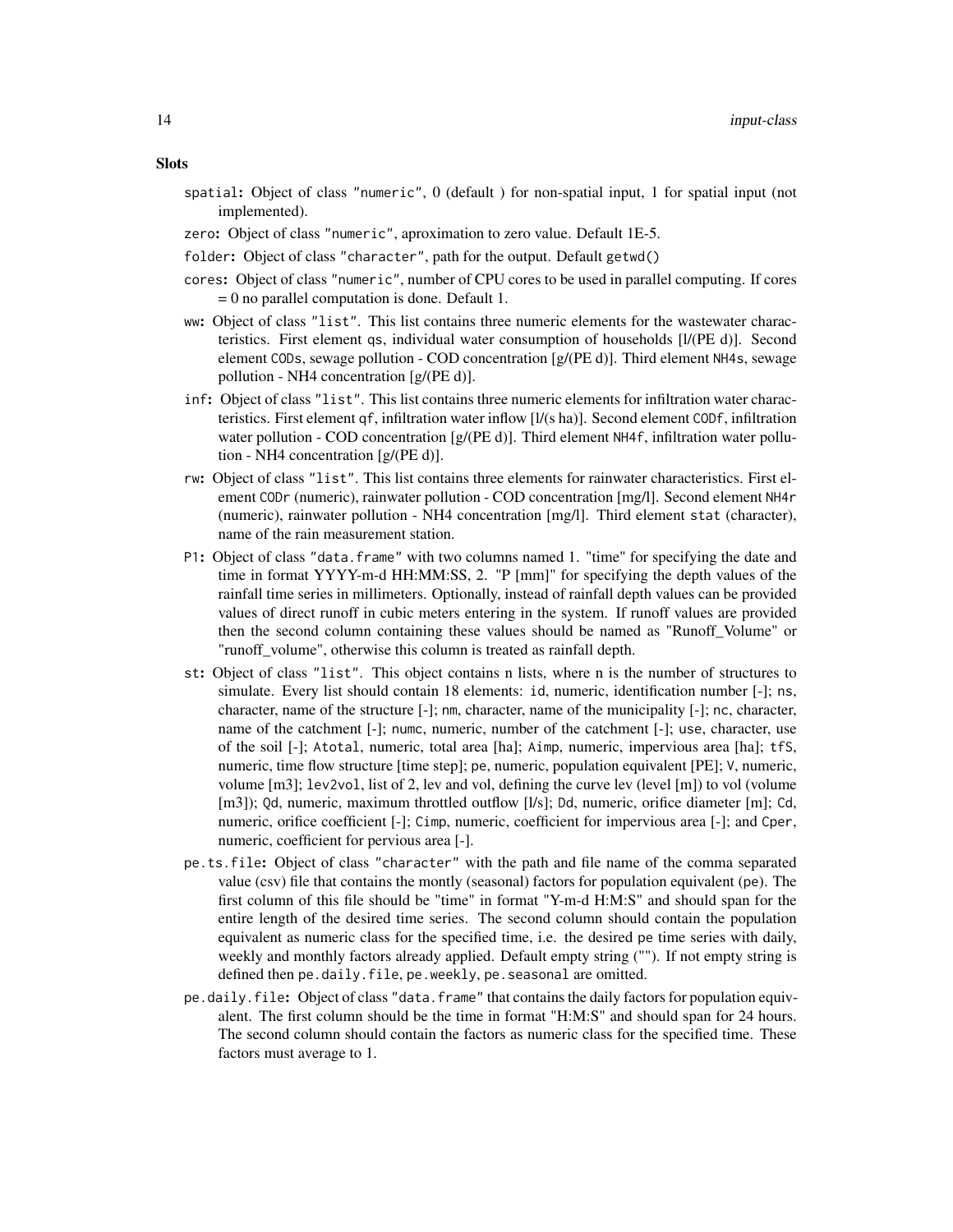### Slots

- `spatial`: Object of class `"numeric"`, 0 (default ) for non-spatial input, 1 for spatial input (not implemented).
- `zero`: Object of class `"numeric"`, aproximation to zero value. Default 1E-5.
- `folder`: Object of class `"character"`, path for the output. Default `getwd()`
- `cores`: Object of class `"numeric"`, number of CPU cores to be used in parallel computing. If cores = 0 no parallel computation is done. Default 1.
- `ww`: Object of class `"list"`. This list contains three numeric elements for the wastewater characteristics. First element `qs`, individual water consumption of households [l/(PE d)]. Second element `CODs`, sewage pollution - COD concentration [g/(PE d)]. Third element `NH4s`, sewage pollution - NH4 concentration [g/(PE d)].
- `inf`: Object of class `"list"`. This list contains three numeric elements for infiltration water characteristics. First element `qf`, infiltration water inflow [l/(s ha)]. Second element `CODf`, infiltration water pollution - COD concentration [g/(PE d)]. Third element `NH4f`, infiltration water pollution - NH4 concentration [g/(PE d)].
- `rw`: Object of class `"list"`. This list contains three elements for rainwater characteristics. First element `CODr` (numeric), rainwater pollution - COD concentration [mg/l]. Second element `NH4r` (numeric), rainwater pollution - NH4 concentration [mg/l]. Third element `stat` (character), name of the rain measurement station.
- `P1`: Object of class `"data.frame"` with two columns named 1. "time" for specifying the date and time in format YYYY-m-d HH:MM:SS, 2. "P [mm]" for specifying the depth values of the rainfall time series in millimeters. Optionally, instead of rainfall depth values can be provided values of direct runoff in cubic meters entering in the system. If runoff values are provided then the second column containing these values should be named as "Runoff_Volume" or "runoff_volume", otherwise this column is treated as rainfall depth.
- `st`: Object of class `"list"`. This object contains n lists, where n is the number of structures to simulate. Every list should contain 18 elements: `id`, numeric, identification number [-]; `ns`, character, name of the structure [-]; `nm`, character, name of the municipality [-]; `nc`, character, name of the catchment [-]; `numc`, numeric, number of the catchment [-]; `use`, character, use of the soil [-]; `Atotal`, numeric, total area [ha]; `Aimp`, numeric, impervious area [ha]; `tfS`, numeric, time flow structure [time step]; `pe`, numeric, population equivalent [PE]; `V`, numeric, volume [m3]; `lev2vol`, list of 2, lev and vol, defining the curve lev (level [m]) to vol (volume [m3]); `Qd`, numeric, maximum throttled outflow [l/s]; `Dd`, numeric, orifice diameter [m]; `Cd`, numeric, orifice coefficient [-]; `Cimp`, numeric, coefficient for impervious area [-]; and `Cper`, numeric, coefficient for pervious area [-].
- `pe.ts.file`: Object of class `"character"` with the path and file name of the comma separated value (csv) file that contains the montly (seasonal) factors for population equivalent (`pe`). The first column of this file should be "time" in format "Y-m-d H:M:S" and should span for the entire length of the desired time series. The second column should contain the population equivalent as numeric class for the specified time, i.e. the desired pe time series with daily, weekly and monthly factors already applied. Default empty string (""). If not empty string is defined then `pe.daily.file`, `pe.weekly`, `pe.seasonal` are omitted.
- `pe.daily.file`: Object of class `"data.frame"` that contains the daily factors for population equivalent. The first column should be the time in format "H:M:S" and should span for 24 hours. The second column should contain the factors as numeric class for the specified time. These factors must average to 1.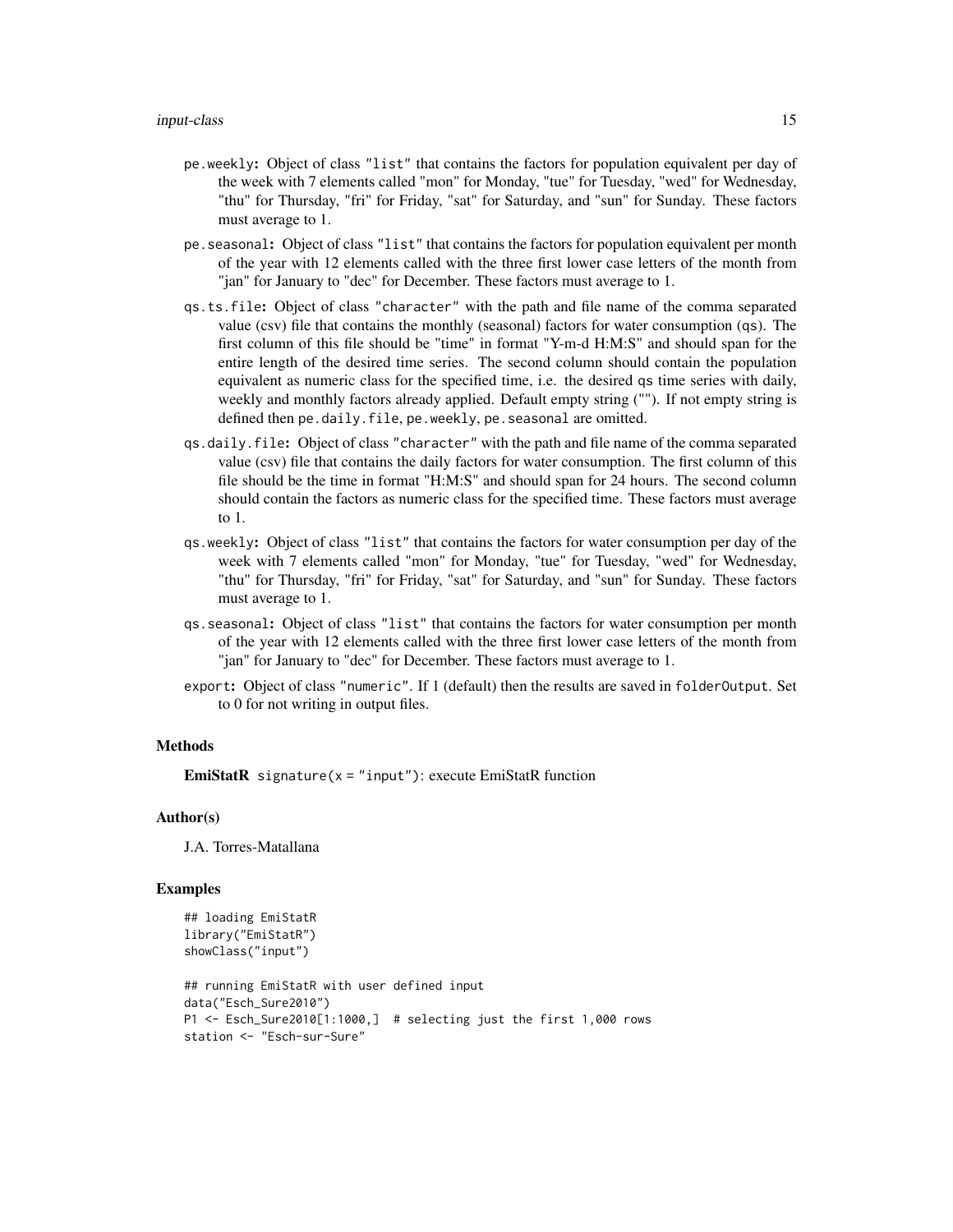- pe.weekly**:** Object of class "list" that contains the factors for population equivalent per day of the week with 7 elements called "mon" for Monday, "tue" for Tuesday, "wed" for Wednesday, "thu" for Thursday, "fri" for Friday, "sat" for Saturday, and "sun" for Sunday. These factors must average to 1.
- pe.seasonal**:** Object of class "list" that contains the factors for population equivalent per month of the year with 12 elements called with the three first lower case letters of the month from "jan" for January to "dec" for December. These factors must average to 1.
- qs.ts.file**:** Object of class "character" with the path and file name of the comma separated value (csv) file that contains the monthly (seasonal) factors for water consumption (qs). The first column of this file should be "time" in format "Y-m-d H:M:S" and should span for the entire length of the desired time series. The second column should contain the population equivalent as numeric class for the specified time, i.e. the desired qs time series with daily, weekly and monthly factors already applied. Default empty string (""). If not empty string is defined then pe.daily.file, pe.weekly, pe.seasonal are omitted.
- qs.daily.file**:** Object of class "character" with the path and file name of the comma separated value (csv) file that contains the daily factors for water consumption. The first column of this file should be the time in format "H:M:S" and should span for 24 hours. The second column should contain the factors as numeric class for the specified time. These factors must average to 1.
- qs.weekly**:** Object of class "list" that contains the factors for water consumption per day of the week with 7 elements called "mon" for Monday, "tue" for Tuesday, "wed" for Wednesday, "thu" for Thursday, "fri" for Friday, "sat" for Saturday, and "sun" for Sunday. These factors must average to 1.
- qs.seasonal**:** Object of class "list" that contains the factors for water consumption per month of the year with 12 elements called with the three first lower case letters of the month from "jan" for January to "dec" for December. These factors must average to 1.
- export**:** Object of class "numeric". If 1 (default) then the results are saved in folderOutput. Set to 0 for not writing in output files.

### Methods

**EmiStatR** signature(x = "input"): execute EmiStatR function

### Author(s)

J.A. Torres-Matallana

### Examples

```
## loading EmiStatR
library("EmiStatR")
showClass("input")

## running EmiStatR with user defined input
data("Esch_Sure2010")
P1 <- Esch_Sure2010[1:1000,]  # selecting just the first 1,000 rows
station <- "Esch-sur-Sure"
```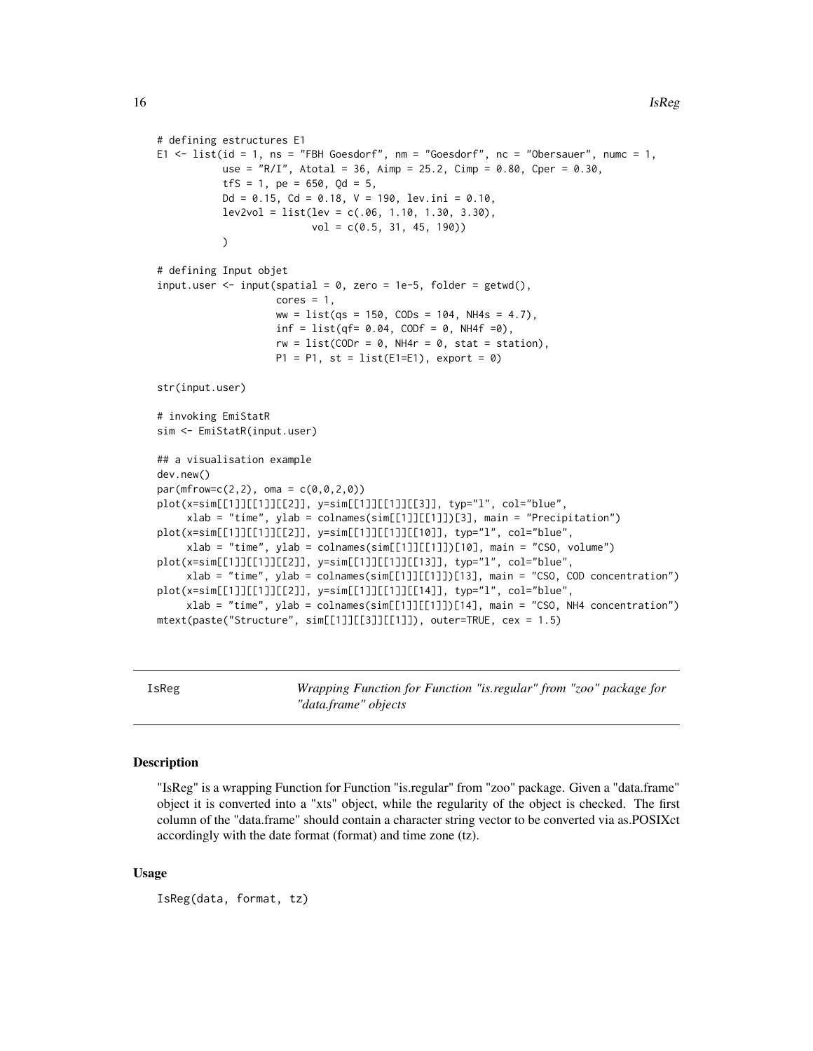```
# defining estructures E1
E1 <- list(id = 1, ns = "FBH Goesdorf", nm = "Goesdorf", nc = "Obersauer", numc = 1,
           use = "R/I", Atotal = 36, Aimp = 25.2, Cimp = 0.80, Cper = 0.30,
           tfS = 1, pe = 650, Qd = 5,
           Dd = 0.15, Cd = 0.18, V = 190, lev.ini = 0.10,
           lev2vol = list(lev = c(.06, 1.10, 1.30, 3.30),
                          vol = c(0.5, 31, 45, 190))
           )

# defining Input objet
input.user <- input(spatial = 0, zero = 1e-5, folder = getwd(),
                    cores = 1,
                    ww = list(qs = 150, CODs = 104, NH4s = 4.7),
                    inf = list(qf= 0.04, CODf = 0, NH4f =0),
                    rw = list(CODr = 0, NH4r = 0, stat = station),
                    P1 = P1, st = list(E1=E1), export = 0)

str(input.user)

# invoking EmiStatR
sim <- EmiStatR(input.user)

## a visualisation example
dev.new()
par(mfrow=c(2,2), oma = c(0,0,2,0))
plot(x=sim[[1]][[1]][[2]], y=sim[[1]][[1]][[3]], typ="l", col="blue",
     xlab = "time", ylab = colnames(sim[[1]][[1]])[3], main = "Precipitation")
plot(x=sim[[1]][[1]][[2]], y=sim[[1]][[1]][[10]], typ="l", col="blue",
     xlab = "time", ylab = colnames(sim[[1]][[1]])[10], main = "CSO, volume")
plot(x=sim[[1]][[1]][[2]], y=sim[[1]][[1]][[13]], typ="l", col="blue",
     xlab = "time", ylab = colnames(sim[[1]][[1]])[13], main = "CSO, COD concentration")
plot(x=sim[[1]][[1]][[2]], y=sim[[1]][[1]][[14]], typ="l", col="blue",
     xlab = "time", ylab = colnames(sim[[1]][[1]])[14], main = "CSO, NH4 concentration")
mtext(paste("Structure", sim[[1]][[3]][[1]]), outer=TRUE, cex = 1.5)
```

---

IsReg — *Wrapping Function for Function "is.regular" from "zoo" package for "data.frame" objects*

---

### Description

"IsReg" is a wrapping Function for Function "is.regular" from "zoo" package. Given a "data.frame" object it is converted into a "xts" object, while the regularity of the object is checked. The first column of the "data.frame" should contain a character string vector to be converted via as.POSIXct accordingly with the date format (format) and time zone (tz).

### Usage

```
IsReg(data, format, tz)
```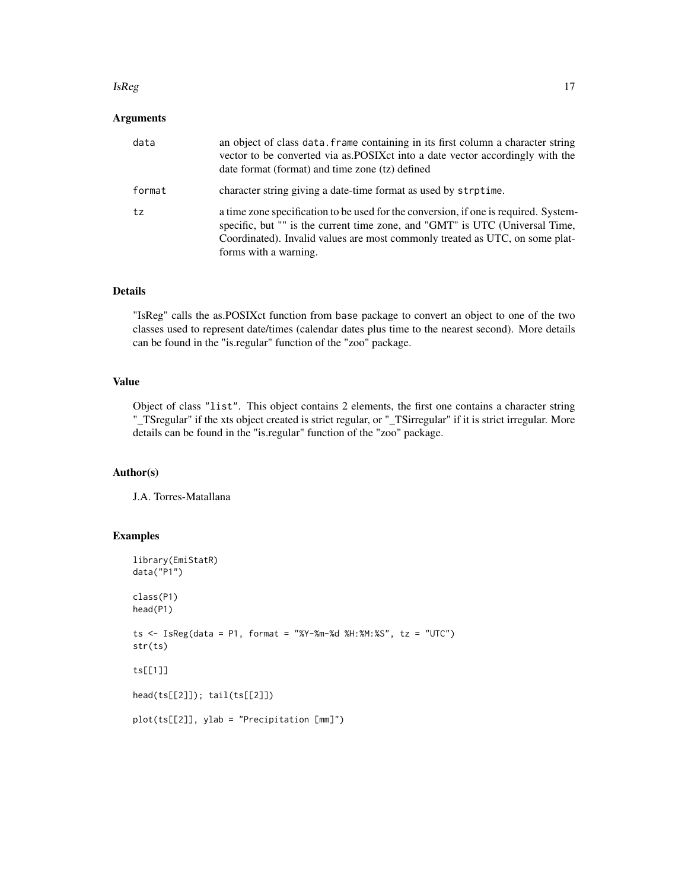## Arguments

| | |
|---|---|
| `data` | an object of class `data.frame` containing in its first column a character string vector to be converted via as.POSIXct into a date vector accordingly with the date format (format) and time zone (tz) defined |
| `format` | character string giving a date-time format as used by `strptime`. |
| `tz` | a time zone specification to be used for the conversion, if one is required. System-specific, but "" is the current time zone, and "GMT" is UTC (Universal Time, Coordinated). Invalid values are most commonly treated as UTC, on some platforms with a warning. |

## Details

"IsReg" calls the as.POSIXct function from `base` package to convert an object to one of the two classes used to represent date/times (calendar dates plus time to the nearest second). More details can be found in the "is.regular" function of the "zoo" package.

## Value

Object of class `"list"`. This object contains 2 elements, the first one contains a character string "_TSregular" if the xts object created is strict regular, or "_TSirregular" if it is strict irregular. More details can be found in the "is.regular" function of the "zoo" package.

## Author(s)

J.A. Torres-Matallana

## Examples

```
library(EmiStatR)
data("P1")

class(P1)
head(P1)

ts <- IsReg(data = P1, format = "%Y-%m-%d %H:%M:%S", tz = "UTC")
str(ts)

ts[[1]]

head(ts[[2]]); tail(ts[[2]])

plot(ts[[2]], ylab = "Precipitation [mm]")
```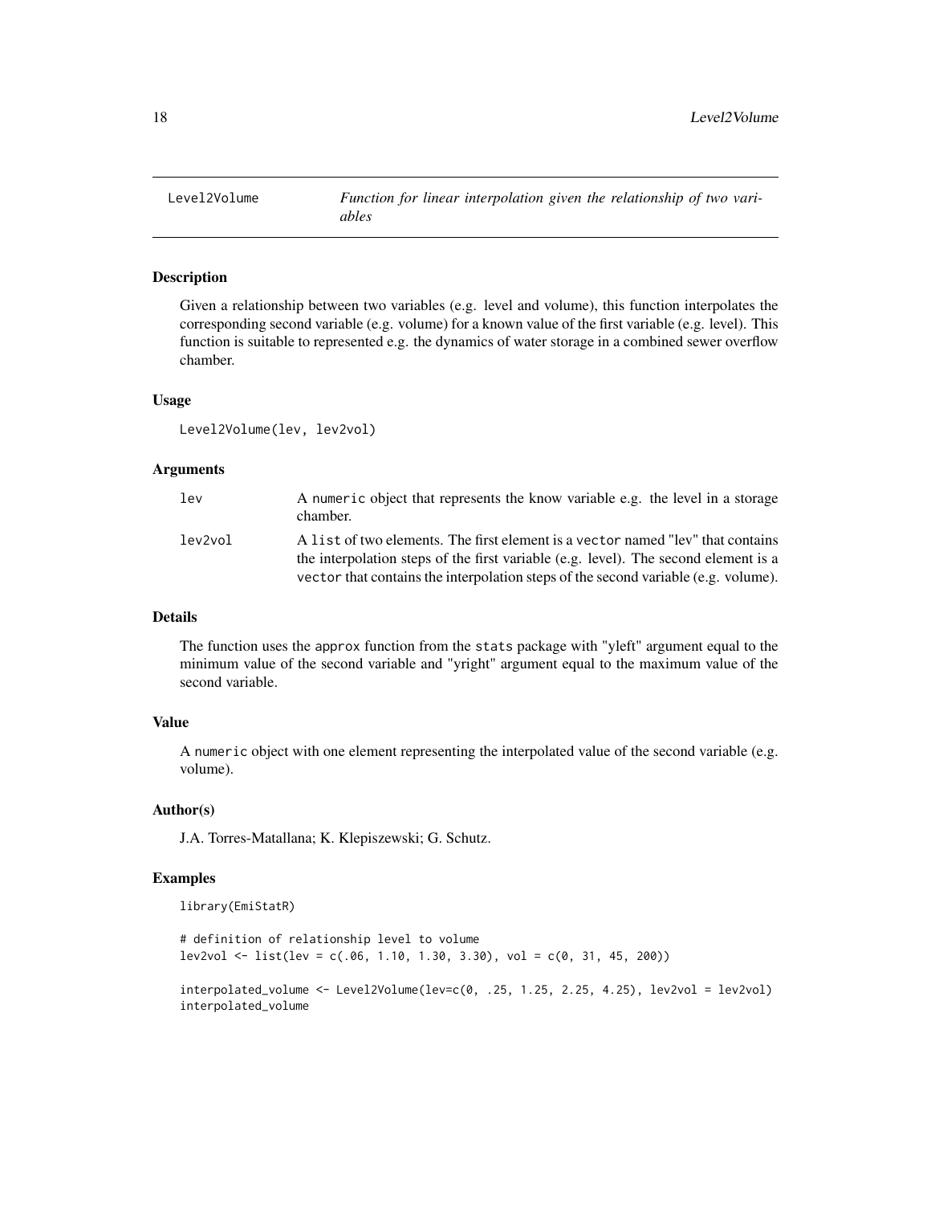## Level2Volume — *Function for linear interpolation given the relationship of two variables*

### Description

Given a relationship between two variables (e.g. level and volume), this function interpolates the corresponding second variable (e.g. volume) for a known value of the first variable (e.g. level). This function is suitable to represented e.g. the dynamics of water storage in a combined sewer overflow chamber.

### Usage

```
Level2Volume(lev, lev2vol)
```

### Arguments

| | |
|---|---|
| `lev` | A `numeric` object that represents the know variable e.g. the level in a storage chamber. |
| `lev2vol` | A `list` of two elements. The first element is a `vector` named "lev" that contains the interpolation steps of the first variable (e.g. level). The second element is a `vector` that contains the interpolation steps of the second variable (e.g. volume). |

### Details

The function uses the `approx` function from the `stats` package with "yleft" argument equal to the minimum value of the second variable and "yright" argument equal to the maximum value of the second variable.

### Value

A `numeric` object with one element representing the interpolated value of the second variable (e.g. volume).

### Author(s)

J.A. Torres-Matallana; K. Klepiszewski; G. Schutz.

### Examples

```
library(EmiStatR)

# definition of relationship level to volume
lev2vol <- list(lev = c(.06, 1.10, 1.30, 3.30), vol = c(0, 31, 45, 200))

interpolated_volume <- Level2Volume(lev=c(0, .25, 1.25, 2.25, 4.25), lev2vol = lev2vol)
interpolated_volume
```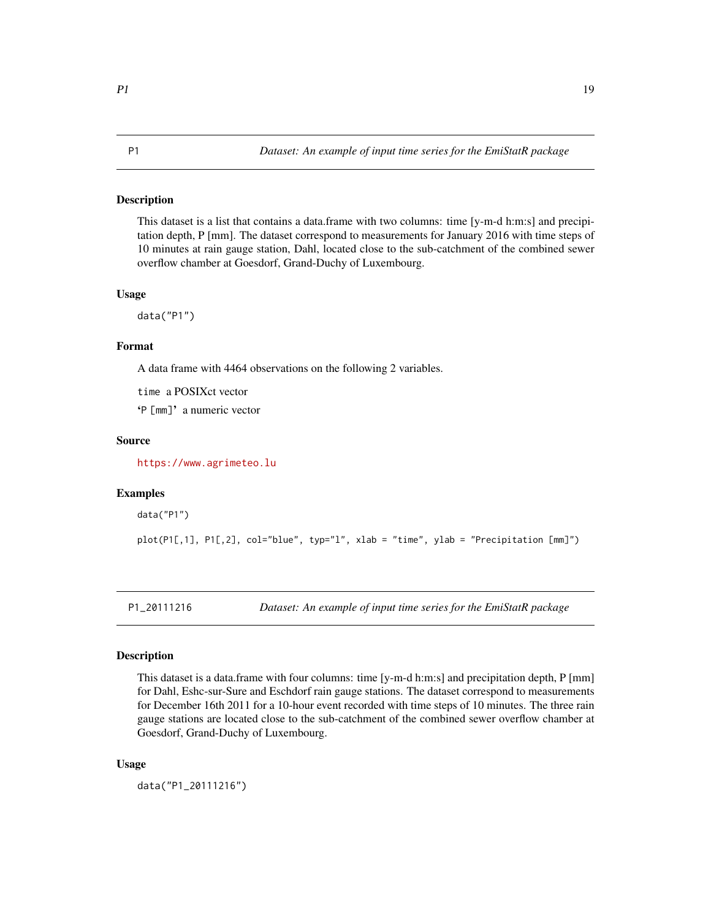## P1 — *Dataset: An example of input time series for the EmiStatR package*

### Description

This dataset is a list that contains a data.frame with two columns: time [y-m-d h:m:s] and precipitation depth, P [mm]. The dataset correspond to measurements for January 2016 with time steps of 10 minutes at rain gauge station, Dahl, located close to the sub-catchment of the combined sewer overflow chamber at Goesdorf, Grand-Duchy of Luxembourg.

### Usage

```
data("P1")
```

### Format

A data frame with 4464 observations on the following 2 variables.

`time` a POSIXct vector

`‘P [mm]’` a numeric vector

### Source

https://www.agrimeteo.lu

### Examples

```
data("P1")

plot(P1[,1], P1[,2], col="blue", typ="l", xlab = "time", ylab = "Precipitation [mm]")
```

## P1_20111216 — *Dataset: An example of input time series for the EmiStatR package*

### Description

This dataset is a data.frame with four columns: time [y-m-d h:m:s] and precipitation depth, P [mm] for Dahl, Eshc-sur-Sure and Eschdorf rain gauge stations. The dataset correspond to measurements for December 16th 2011 for a 10-hour event recorded with time steps of 10 minutes. The three rain gauge stations are located close to the sub-catchment of the combined sewer overflow chamber at Goesdorf, Grand-Duchy of Luxembourg.

### Usage

```
data("P1_20111216")
```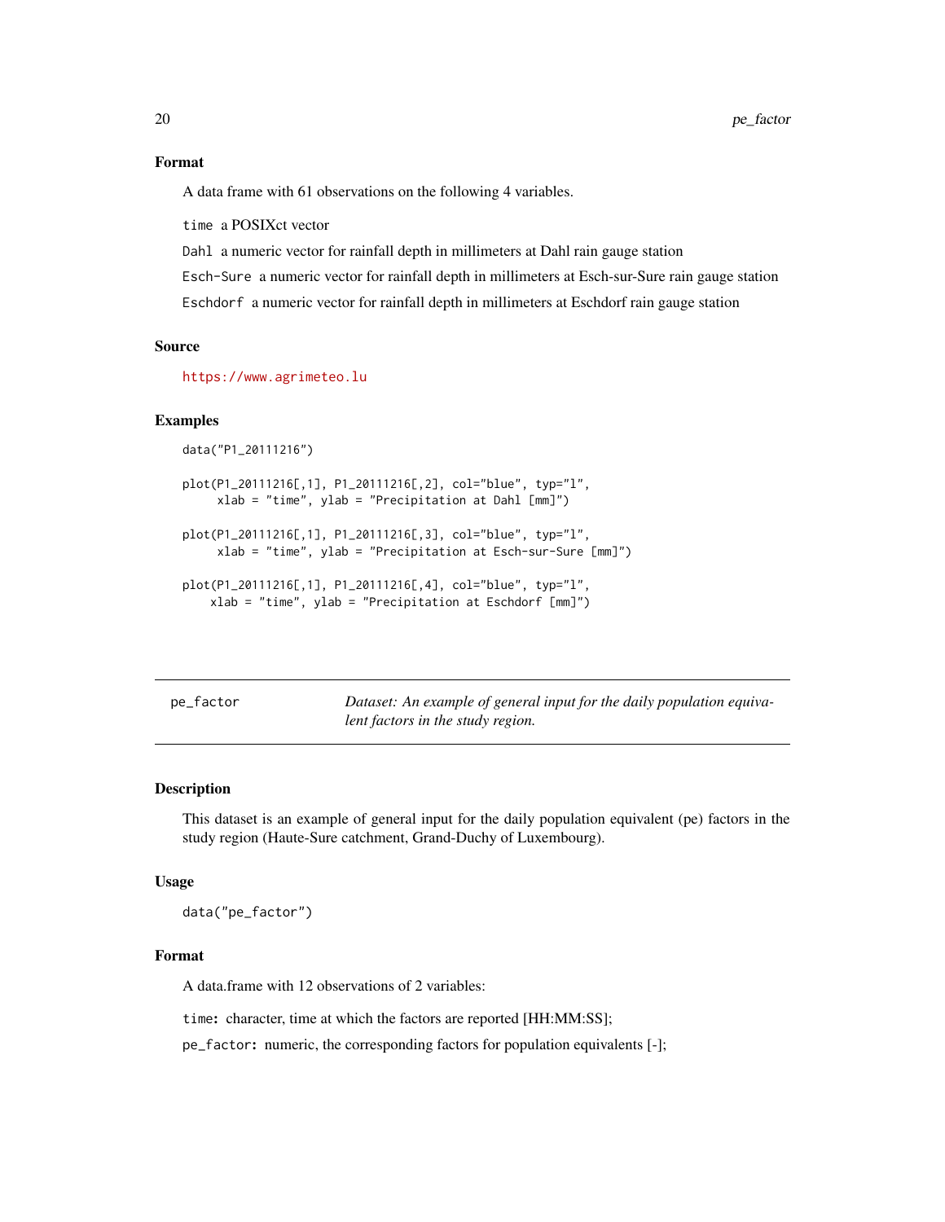### Format

A data frame with 61 observations on the following 4 variables.

`time` a POSIXct vector

`Dahl` a numeric vector for rainfall depth in millimeters at Dahl rain gauge station

`Esch-Sure` a numeric vector for rainfall depth in millimeters at Esch-sur-Sure rain gauge station

`Eschdorf` a numeric vector for rainfall depth in millimeters at Eschdorf rain gauge station

### Source

https://www.agrimeteo.lu

### Examples

```
data("P1_20111216")

plot(P1_20111216[,1], P1_20111216[,2], col="blue", typ="l",
     xlab = "time", ylab = "Precipitation at Dahl [mm]")

plot(P1_20111216[,1], P1_20111216[,3], col="blue", typ="l",
     xlab = "time", ylab = "Precipitation at Esch-sur-Sure [mm]")

plot(P1_20111216[,1], P1_20111216[,4], col="blue", typ="l",
    xlab = "time", ylab = "Precipitation at Eschdorf [mm]")
```

---

## pe_factor — *Dataset: An example of general input for the daily population equivalent factors in the study region.*

---

### Description

This dataset is an example of general input for the daily population equivalent (pe) factors in the study region (Haute-Sure catchment, Grand-Duchy of Luxembourg).

### Usage

```
data("pe_factor")
```

### Format

A data.frame with 12 observations of 2 variables:

**`time`:** character, time at which the factors are reported [HH:MM:SS];

**`pe_factor`:** numeric, the corresponding factors for population equivalents [-];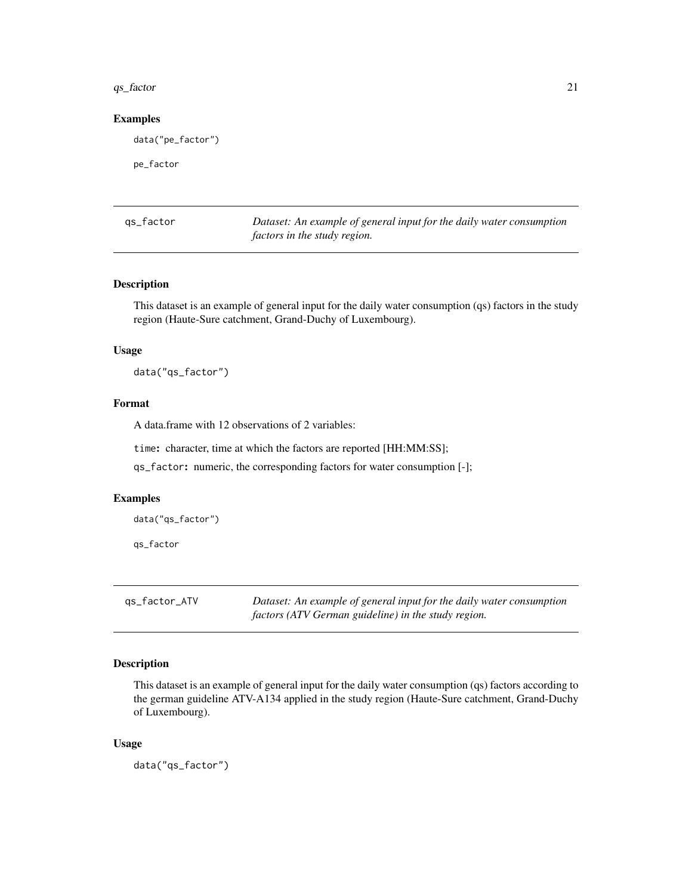### Examples

```
data("pe_factor")

pe_factor
```

## qs_factor

*Dataset: An example of general input for the daily water consumption factors in the study region.*

### Description

This dataset is an example of general input for the daily water consumption (qs) factors in the study region (Haute-Sure catchment, Grand-Duchy of Luxembourg).

### Usage

```
data("qs_factor")
```

### Format

A data.frame with 12 observations of 2 variables:

`time`**:** character, time at which the factors are reported [HH:MM:SS];

`qs_factor`**:** numeric, the corresponding factors for water consumption [-];

### Examples

```
data("qs_factor")

qs_factor
```

## qs_factor_ATV

*Dataset: An example of general input for the daily water consumption factors (ATV German guideline) in the study region.*

### Description

This dataset is an example of general input for the daily water consumption (qs) factors according to the german guideline ATV-A134 applied in the study region (Haute-Sure catchment, Grand-Duchy of Luxembourg).

### Usage

```
data("qs_factor")
```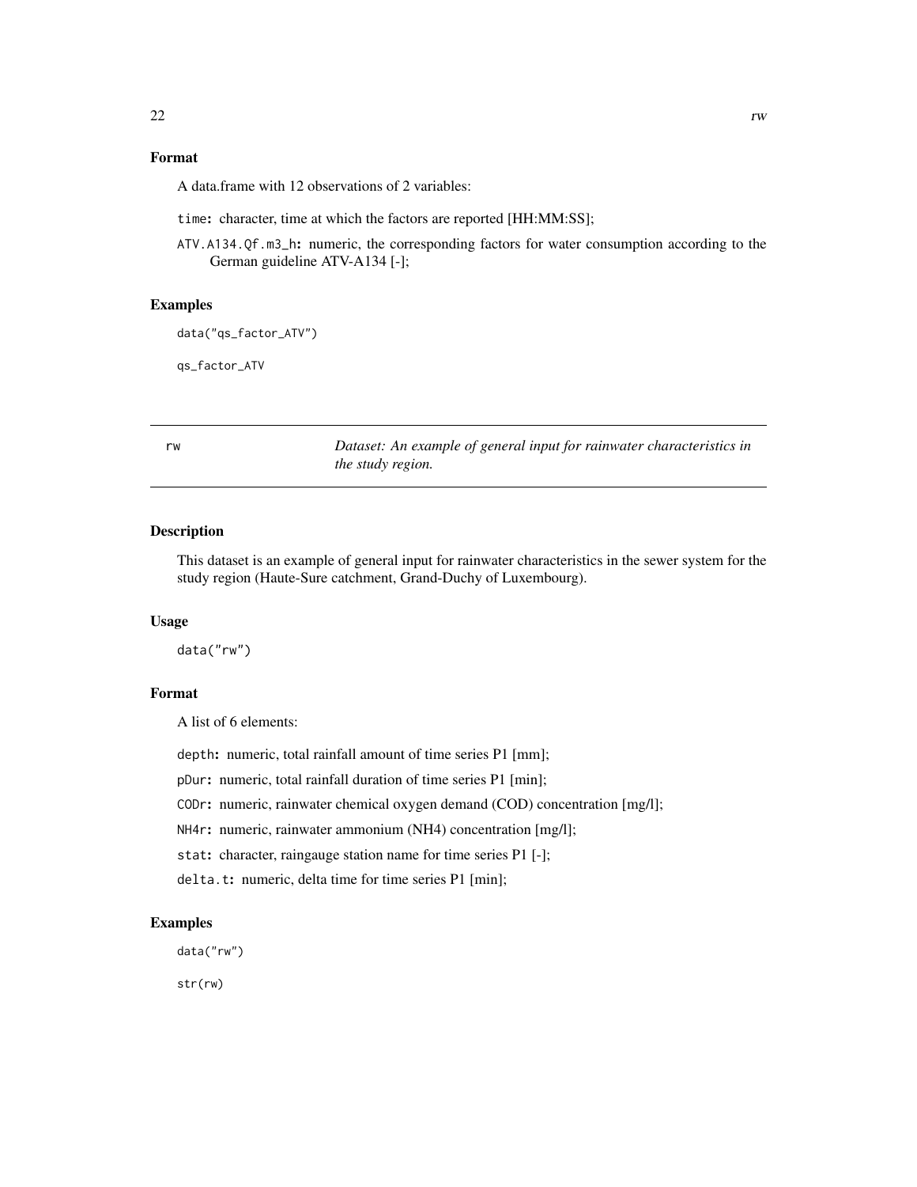## Format

A data.frame with 12 observations of 2 variables:

`time`**:** character, time at which the factors are reported [HH:MM:SS];

`ATV.A134.Qf.m3_h`**:** numeric, the corresponding factors for water consumption according to the German guideline ATV-A134 [-];

## Examples

```
data("qs_factor_ATV")

qs_factor_ATV
```

---

`rw` *Dataset: An example of general input for rainwater characteristics in the study region.*

---

## Description

This dataset is an example of general input for rainwater characteristics in the sewer system for the study region (Haute-Sure catchment, Grand-Duchy of Luxembourg).

## Usage

```
data("rw")
```

## Format

A list of 6 elements:

`depth`**:** numeric, total rainfall amount of time series P1 [mm];

`pDur`**:** numeric, total rainfall duration of time series P1 [min];

`CODr`**:** numeric, rainwater chemical oxygen demand (COD) concentration [mg/l];

`NH4r`**:** numeric, rainwater ammonium (NH4) concentration [mg/l];

`stat`**:** character, raingauge station name for time series P1 [-];

`delta.t`**:** numeric, delta time for time series P1 [min];

## Examples

```
data("rw")

str(rw)
```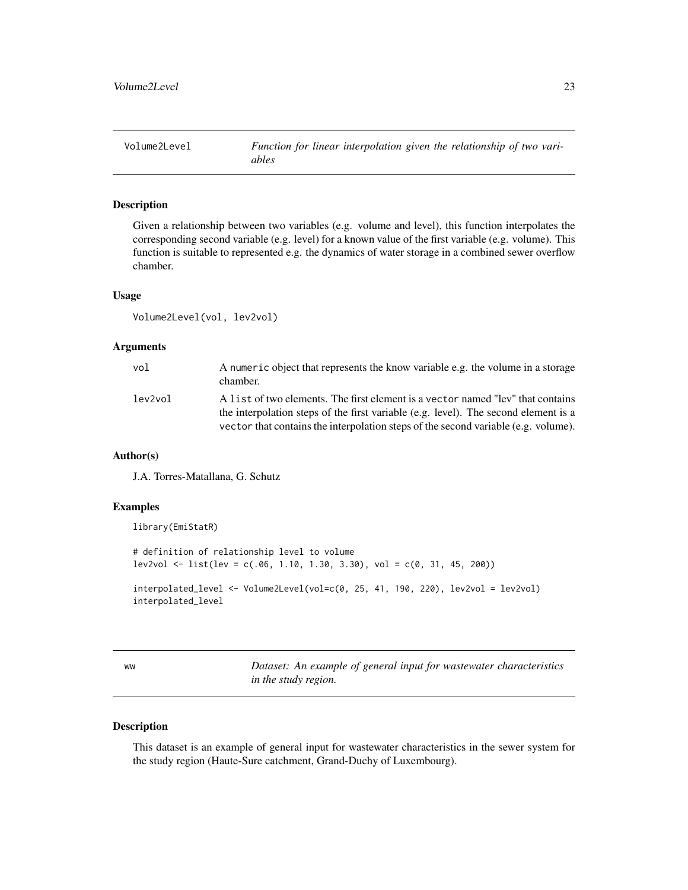## Volume2Level — *Function for linear interpolation given the relationship of two variables*

### Description

Given a relationship between two variables (e.g. volume and level), this function interpolates the corresponding second variable (e.g. level) for a known value of the first variable (e.g. volume). This function is suitable to represented e.g. the dynamics of water storage in a combined sewer overflow chamber.

### Usage

```
Volume2Level(vol, lev2vol)
```

### Arguments

| | |
|---|---|
| `vol` | A `numeric` object that represents the know variable e.g. the volume in a storage chamber. |
| `lev2vol` | A `list` of two elements. The first element is a `vector` named "lev" that contains the interpolation steps of the first variable (e.g. level). The second element is a `vector` that contains the interpolation steps of the second variable (e.g. volume). |

### Author(s)

J.A. Torres-Matallana, G. Schutz

### Examples

```
library(EmiStatR)

# definition of relationship level to volume
lev2vol <- list(lev = c(.06, 1.10, 1.30, 3.30), vol = c(0, 31, 45, 200))

interpolated_level <- Volume2Level(vol=c(0, 25, 41, 190, 220), lev2vol = lev2vol)
interpolated_level
```

## ww — *Dataset: An example of general input for wastewater characteristics in the study region.*

### Description

This dataset is an example of general input for wastewater characteristics in the sewer system for the study region (Haute-Sure catchment, Grand-Duchy of Luxembourg).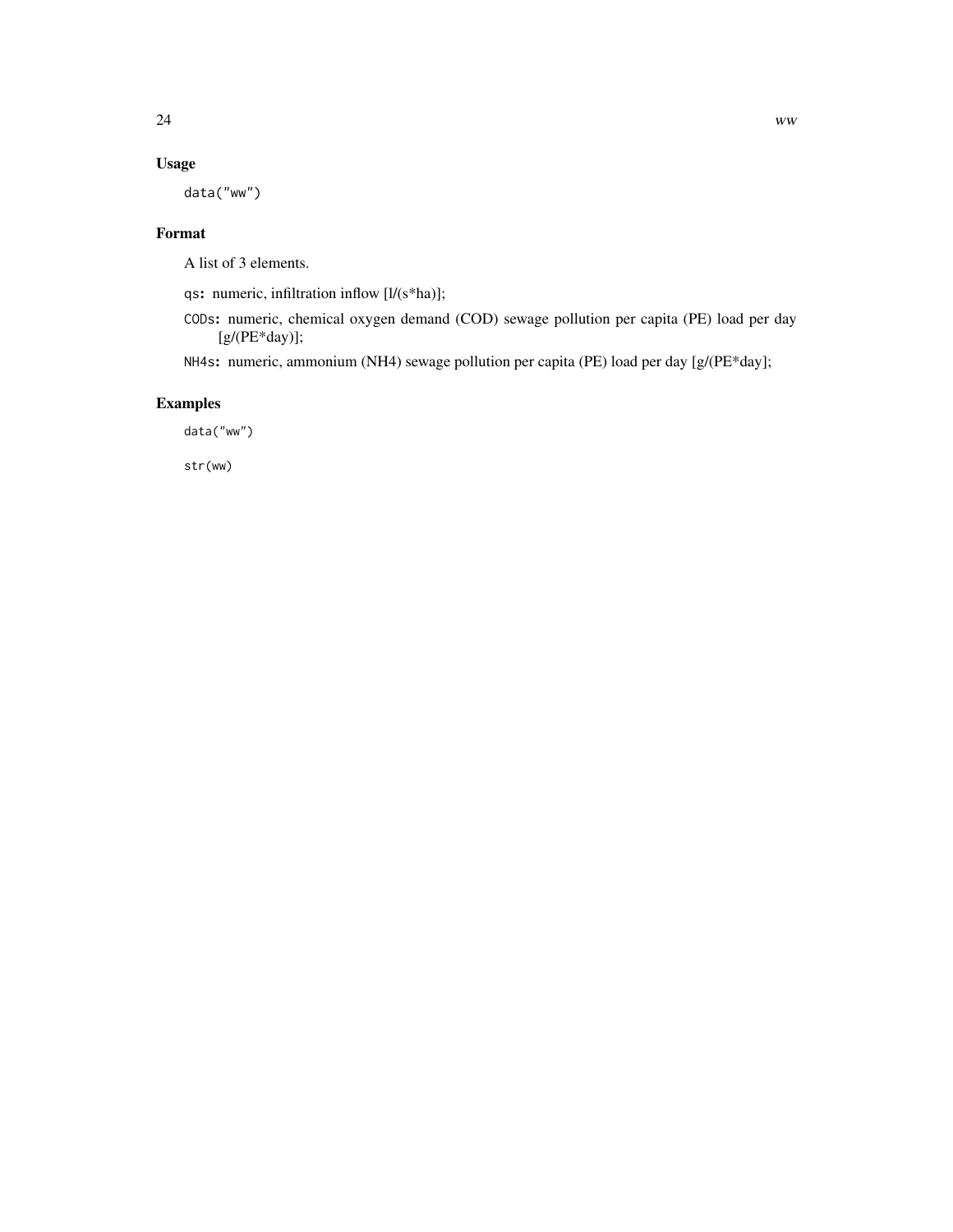## Usage

```
data("ww")
```

## Format

A list of 3 elements.

- `qs`: numeric, infiltration inflow [l/(s*ha)];
- `CODs`: numeric, chemical oxygen demand (COD) sewage pollution per capita (PE) load per day [g/(PE*day)];
- `NH4s`: numeric, ammonium (NH4) sewage pollution per capita (PE) load per day [g/(PE*day];

## Examples

```
data("ww")

str(ww)
```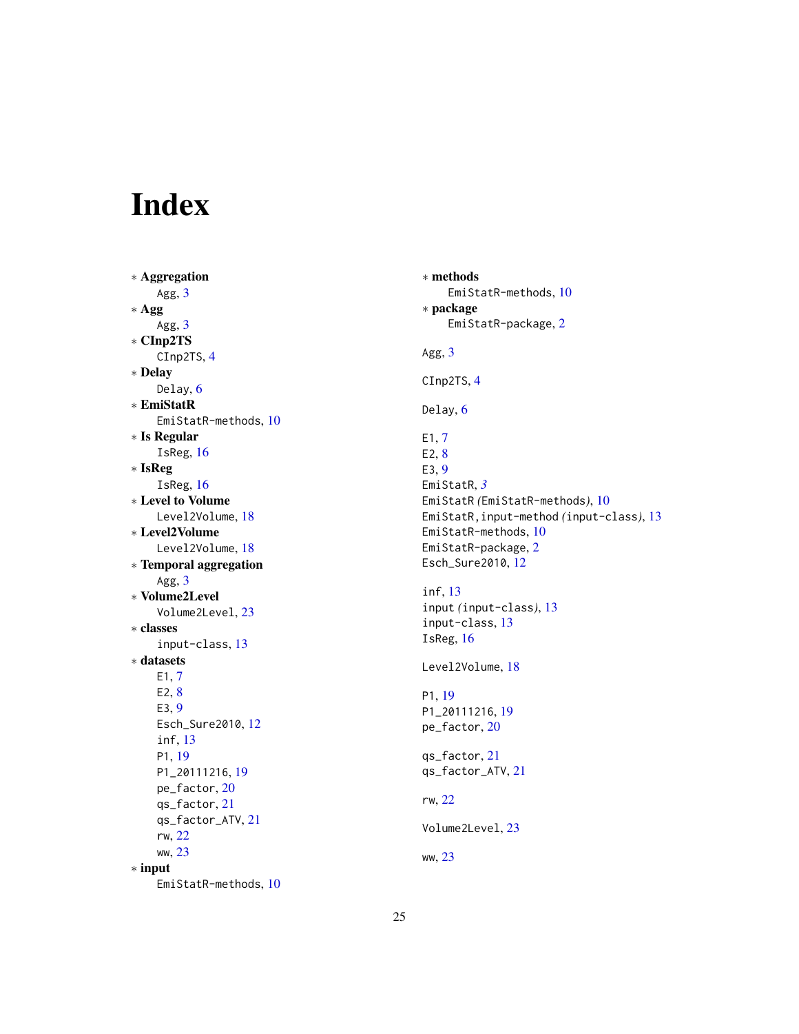# Index

∗ **Aggregation**
  Agg, 3
∗ **Agg**
  Agg, 3
∗ **CInp2TS**
  CInp2TS, 4
∗ **Delay**
  Delay, 6
∗ **EmiStatR**
  EmiStatR-methods, 10
∗ **Is Regular**
  IsReg, 16
∗ **IsReg**
  IsReg, 16
∗ **Level to Volume**
  Level2Volume, 18
∗ **Level2Volume**
  Level2Volume, 18
∗ **Temporal aggregation**
  Agg, 3
∗ **Volume2Level**
  Volume2Level, 23
∗ **classes**
  input-class, 13
∗ **datasets**
  E1, 7
  E2, 8
  E3, 9
  Esch_Sure2010, 12
  inf, 13
  P1, 19
  P1_20111216, 19
  pe_factor, 20
  qs_factor, 21
  qs_factor_ATV, 21
  rw, 22
  ww, 23
∗ **input**
  EmiStatR-methods, 10
∗ **methods**
  EmiStatR-methods, 10
∗ **package**
  EmiStatR-package, 2

Agg, 3

CInp2TS, 4

Delay, 6

E1, 7
E2, 8
E3, 9
EmiStatR, *3*
EmiStatR (EmiStatR-methods), 10
EmiStatR,input-method (input-class), 13
EmiStatR-methods, 10
EmiStatR-package, 2
Esch_Sure2010, 12

inf, 13
input (input-class), 13
input-class, 13
IsReg, 16

Level2Volume, 18

P1, 19
P1_20111216, 19
pe_factor, 20

qs_factor, 21
qs_factor_ATV, 21

rw, 22

Volume2Level, 23

ww, 23